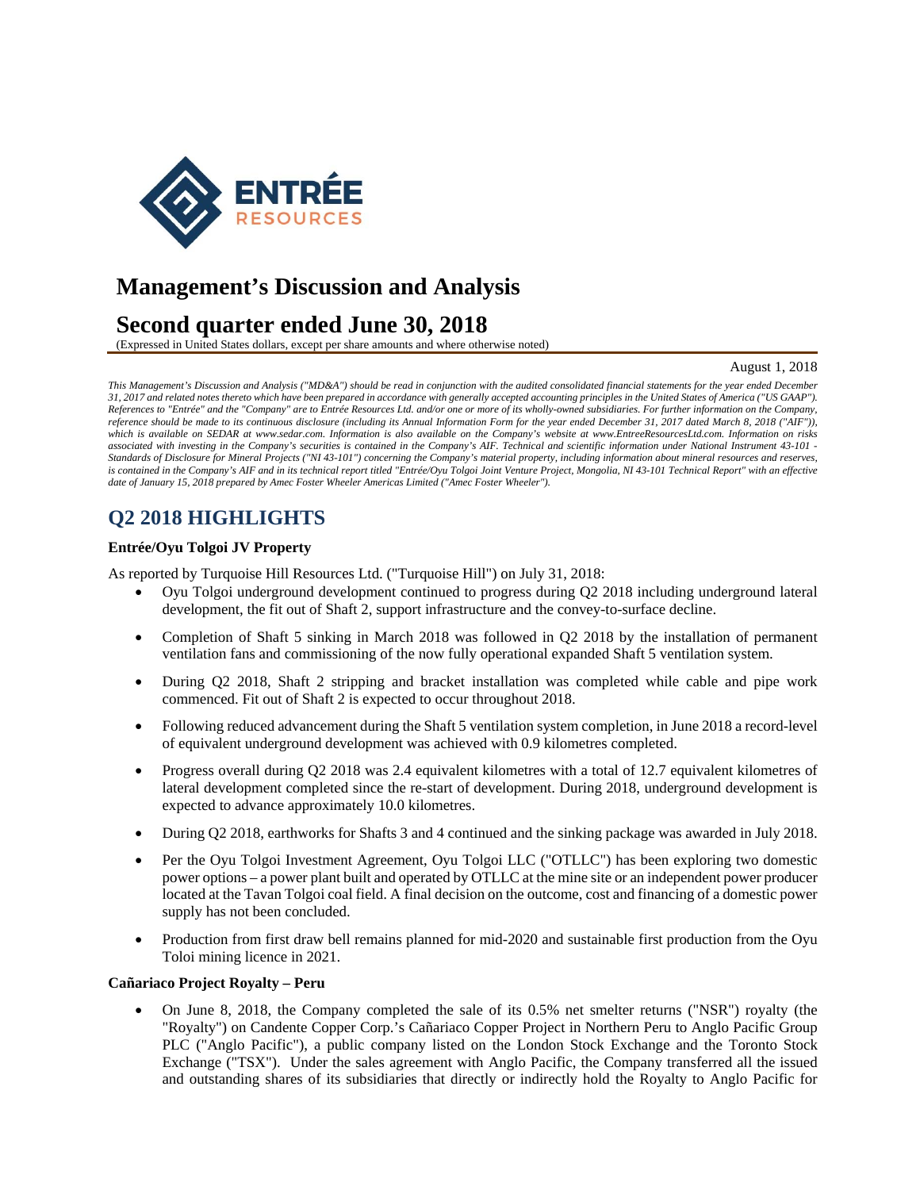ENTRÉE RESOURCES

# Management's Discussion and Analysis

# Second quarter ended June 30, 2018

(Expressed in United States dollars, except per share amounts and where otherwise noted)

August 1, 2018

*This Management's Discussion and Analysis ("MD&A") should be read in conjunction with the audited consolidated financial statements for the year ended December 31, 2017 and related notes thereto which have been prepared in accordance with generally accepted accounting principles in the United States of America ("US GAAP"). References to "Entrée" and the "Company" are to Entrée Resources Ltd. and/or one or more of its wholly-owned subsidiaries. For further information on the Company, reference should be made to its continuous disclosure (including its Annual Information Form for the year ended December 31, 2017 dated March 8, 2018 ("AIF")), which is available on SEDAR at www.sedar.com. Information is also available on the Company's website at www.EntreeResourcesLtd.com. Information on risks associated with investing in the Company's securities is contained in the Company's AIF. Technical and scientific information under National Instrument 43-101 - Standards of Disclosure for Mineral Projects ("NI 43-101") concerning the Company's material property, including information about mineral resources and reserves, is contained in the Company's AIF and in its technical report titled "Entrée/Oyu Tolgoi Joint Venture Project, Mongolia, NI 43-101 Technical Report" with an effective date of January 15, 2018 prepared by Amec Foster Wheeler Americas Limited ("Amec Foster Wheeler").*

## Q2 2018 HIGHLIGHTS

**Entrée/Oyu Tolgoi JV Property**

As reported by Turquoise Hill Resources Ltd. ("Turquoise Hill") on July 31, 2018:

- Oyu Tolgoi underground development continued to progress during Q2 2018 including underground lateral development, the fit out of Shaft 2, support infrastructure and the convey-to-surface decline.
- Completion of Shaft 5 sinking in March 2018 was followed in Q2 2018 by the installation of permanent ventilation fans and commissioning of the now fully operational expanded Shaft 5 ventilation system.
- During Q2 2018, Shaft 2 stripping and bracket installation was completed while cable and pipe work commenced. Fit out of Shaft 2 is expected to occur throughout 2018.
- Following reduced advancement during the Shaft 5 ventilation system completion, in June 2018 a record-level of equivalent underground development was achieved with 0.9 kilometres completed.
- Progress overall during Q2 2018 was 2.4 equivalent kilometres with a total of 12.7 equivalent kilometres of lateral development completed since the re-start of development. During 2018, underground development is expected to advance approximately 10.0 kilometres.
- During Q2 2018, earthworks for Shafts 3 and 4 continued and the sinking package was awarded in July 2018.
- Per the Oyu Tolgoi Investment Agreement, Oyu Tolgoi LLC ("OTLLC") has been exploring two domestic power options – a power plant built and operated by OTLLC at the mine site or an independent power producer located at the Tavan Tolgoi coal field. A final decision on the outcome, cost and financing of a domestic power supply has not been concluded.
- Production from first draw bell remains planned for mid-2020 and sustainable first production from the Oyu Toloi mining licence in 2021.

**Cañariaco Project Royalty – Peru**

- On June 8, 2018, the Company completed the sale of its 0.5% net smelter returns ("NSR") royalty (the "Royalty") on Candente Copper Corp.'s Cañariaco Copper Project in Northern Peru to Anglo Pacific Group PLC ("Anglo Pacific"), a public company listed on the London Stock Exchange and the Toronto Stock Exchange ("TSX"). Under the sales agreement with Anglo Pacific, the Company transferred all the issued and outstanding shares of its subsidiaries that directly or indirectly hold the Royalty to Anglo Pacific for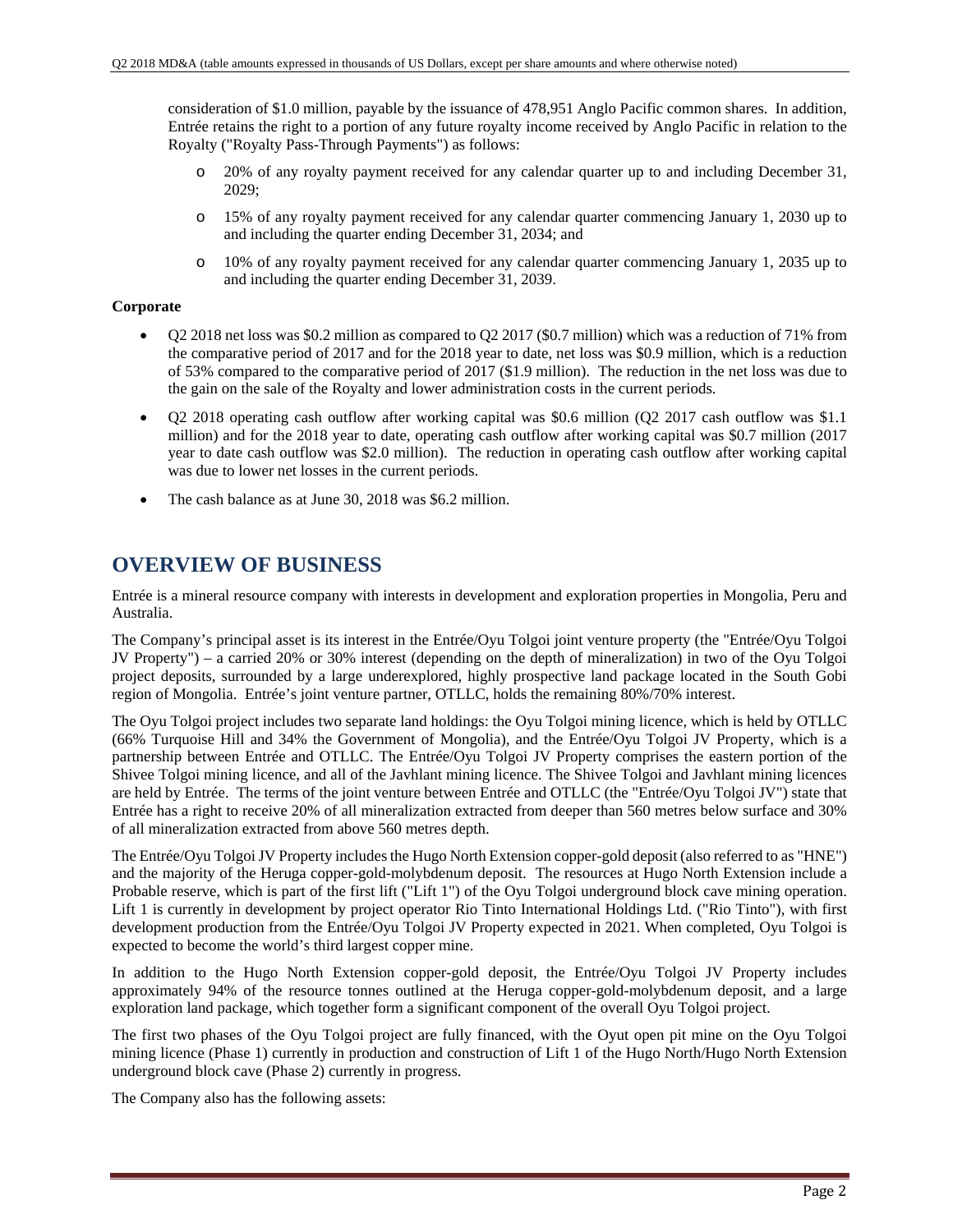consideration of $1.0 million, payable by the issuance of 478,951 Anglo Pacific common shares. In addition, Entrée retains the right to a portion of any future royalty income received by Anglo Pacific in relation to the Royalty ("Royalty Pass-Through Payments") as follows:

- 20% of any royalty payment received for any calendar quarter up to and including December 31, 2029;
- 15% of any royalty payment received for any calendar quarter commencing January 1, 2030 up to and including the quarter ending December 31, 2034; and
- 10% of any royalty payment received for any calendar quarter commencing January 1, 2035 up to and including the quarter ending December 31, 2039.

**Corporate**

- Q2 2018 net loss was $0.2 million as compared to Q2 2017 ($0.7 million) which was a reduction of 71% from the comparative period of 2017 and for the 2018 year to date, net loss was $0.9 million, which is a reduction of 53% compared to the comparative period of 2017 ($1.9 million). The reduction in the net loss was due to the gain on the sale of the Royalty and lower administration costs in the current periods.
- Q2 2018 operating cash outflow after working capital was $0.6 million (Q2 2017 cash outflow was $1.1 million) and for the 2018 year to date, operating cash outflow after working capital was $0.7 million (2017 year to date cash outflow was $2.0 million). The reduction in operating cash outflow after working capital was due to lower net losses in the current periods.
- The cash balance as at June 30, 2018 was $6.2 million.

# OVERVIEW OF BUSINESS

Entrée is a mineral resource company with interests in development and exploration properties in Mongolia, Peru and Australia.

The Company's principal asset is its interest in the Entrée/Oyu Tolgoi joint venture property (the "Entrée/Oyu Tolgoi JV Property") – a carried 20% or 30% interest (depending on the depth of mineralization) in two of the Oyu Tolgoi project deposits, surrounded by a large underexplored, highly prospective land package located in the South Gobi region of Mongolia. Entrée's joint venture partner, OTLLC, holds the remaining 80%/70% interest.

The Oyu Tolgoi project includes two separate land holdings: the Oyu Tolgoi mining licence, which is held by OTLLC (66% Turquoise Hill and 34% the Government of Mongolia), and the Entrée/Oyu Tolgoi JV Property, which is a partnership between Entrée and OTLLC. The Entrée/Oyu Tolgoi JV Property comprises the eastern portion of the Shivee Tolgoi mining licence, and all of the Javhlant mining licence. The Shivee Tolgoi and Javhlant mining licences are held by Entrée. The terms of the joint venture between Entrée and OTLLC (the "Entrée/Oyu Tolgoi JV") state that Entrée has a right to receive 20% of all mineralization extracted from deeper than 560 metres below surface and 30% of all mineralization extracted from above 560 metres depth.

The Entrée/Oyu Tolgoi JV Property includes the Hugo North Extension copper-gold deposit (also referred to as "HNE") and the majority of the Heruga copper-gold-molybdenum deposit. The resources at Hugo North Extension include a Probable reserve, which is part of the first lift ("Lift 1") of the Oyu Tolgoi underground block cave mining operation. Lift 1 is currently in development by project operator Rio Tinto International Holdings Ltd. ("Rio Tinto"), with first development production from the Entrée/Oyu Tolgoi JV Property expected in 2021. When completed, Oyu Tolgoi is expected to become the world's third largest copper mine.

In addition to the Hugo North Extension copper-gold deposit, the Entrée/Oyu Tolgoi JV Property includes approximately 94% of the resource tonnes outlined at the Heruga copper-gold-molybdenum deposit, and a large exploration land package, which together form a significant component of the overall Oyu Tolgoi project.

The first two phases of the Oyu Tolgoi project are fully financed, with the Oyut open pit mine on the Oyu Tolgoi mining licence (Phase 1) currently in production and construction of Lift 1 of the Hugo North/Hugo North Extension underground block cave (Phase 2) currently in progress.

The Company also has the following assets: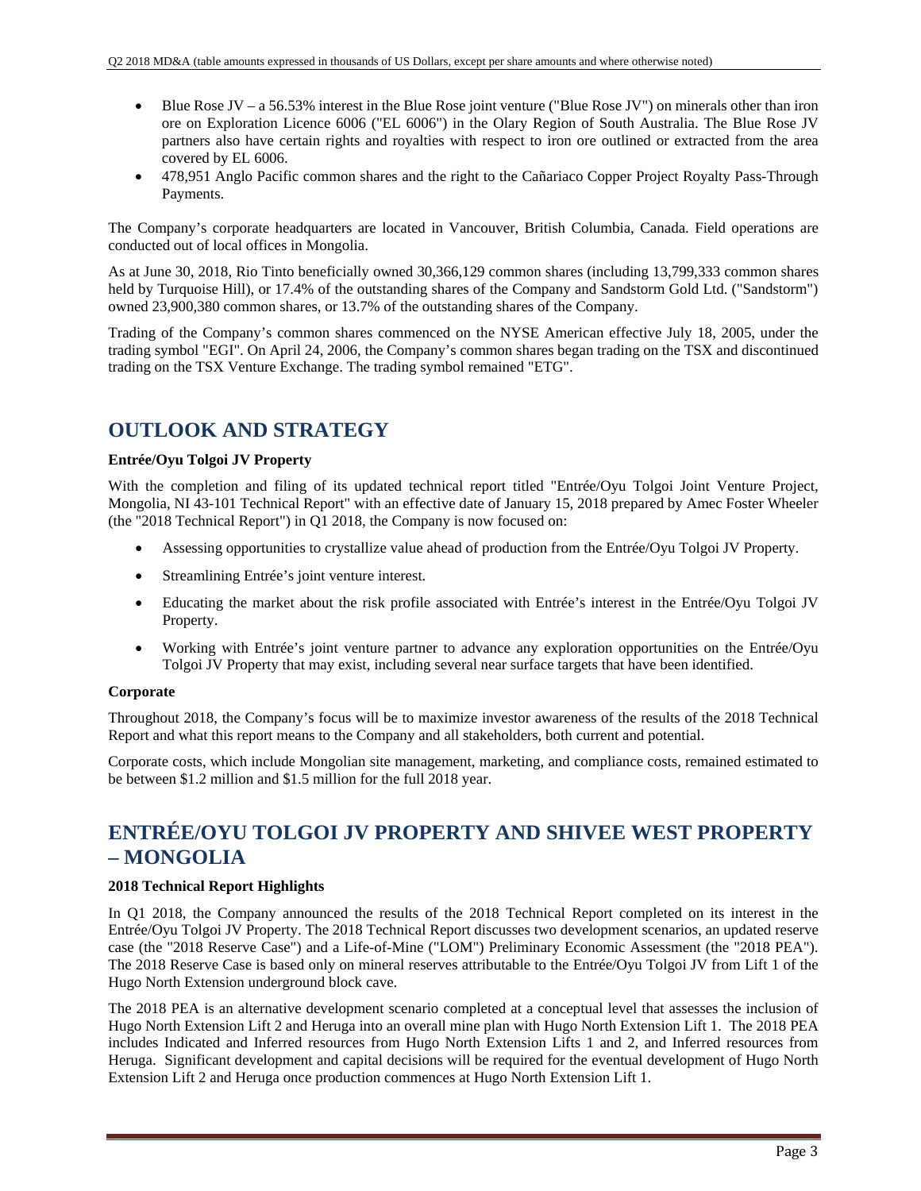- Blue Rose JV – a 56.53% interest in the Blue Rose joint venture ("Blue Rose JV") on minerals other than iron ore on Exploration Licence 6006 ("EL 6006") in the Olary Region of South Australia. The Blue Rose JV partners also have certain rights and royalties with respect to iron ore outlined or extracted from the area covered by EL 6006.
- 478,951 Anglo Pacific common shares and the right to the Cañariaco Copper Project Royalty Pass-Through Payments.

The Company's corporate headquarters are located in Vancouver, British Columbia, Canada. Field operations are conducted out of local offices in Mongolia.

As at June 30, 2018, Rio Tinto beneficially owned 30,366,129 common shares (including 13,799,333 common shares held by Turquoise Hill), or 17.4% of the outstanding shares of the Company and Sandstorm Gold Ltd. ("Sandstorm") owned 23,900,380 common shares, or 13.7% of the outstanding shares of the Company.

Trading of the Company's common shares commenced on the NYSE American effective July 18, 2005, under the trading symbol "EGI". On April 24, 2006, the Company's common shares began trading on the TSX and discontinued trading on the TSX Venture Exchange. The trading symbol remained "ETG".

## OUTLOOK AND STRATEGY

**Entrée/Oyu Tolgoi JV Property**

With the completion and filing of its updated technical report titled "Entrée/Oyu Tolgoi Joint Venture Project, Mongolia, NI 43-101 Technical Report" with an effective date of January 15, 2018 prepared by Amec Foster Wheeler (the "2018 Technical Report") in Q1 2018, the Company is now focused on:

- Assessing opportunities to crystallize value ahead of production from the Entrée/Oyu Tolgoi JV Property.
- Streamlining Entrée's joint venture interest.
- Educating the market about the risk profile associated with Entrée's interest in the Entrée/Oyu Tolgoi JV Property.
- Working with Entrée's joint venture partner to advance any exploration opportunities on the Entrée/Oyu Tolgoi JV Property that may exist, including several near surface targets that have been identified.

**Corporate**

Throughout 2018, the Company's focus will be to maximize investor awareness of the results of the 2018 Technical Report and what this report means to the Company and all stakeholders, both current and potential.

Corporate costs, which include Mongolian site management, marketing, and compliance costs, remained estimated to be between $1.2 million and $1.5 million for the full 2018 year.

## ENTRÉE/OYU TOLGOI JV PROPERTY AND SHIVEE WEST PROPERTY – MONGOLIA

**2018 Technical Report Highlights**

In Q1 2018, the Company announced the results of the 2018 Technical Report completed on its interest in the Entrée/Oyu Tolgoi JV Property. The 2018 Technical Report discusses two development scenarios, an updated reserve case (the "2018 Reserve Case") and a Life-of-Mine ("LOM") Preliminary Economic Assessment (the "2018 PEA"). The 2018 Reserve Case is based only on mineral reserves attributable to the Entrée/Oyu Tolgoi JV from Lift 1 of the Hugo North Extension underground block cave.

The 2018 PEA is an alternative development scenario completed at a conceptual level that assesses the inclusion of Hugo North Extension Lift 2 and Heruga into an overall mine plan with Hugo North Extension Lift 1. The 2018 PEA includes Indicated and Inferred resources from Hugo North Extension Lifts 1 and 2, and Inferred resources from Heruga. Significant development and capital decisions will be required for the eventual development of Hugo North Extension Lift 2 and Heruga once production commences at Hugo North Extension Lift 1.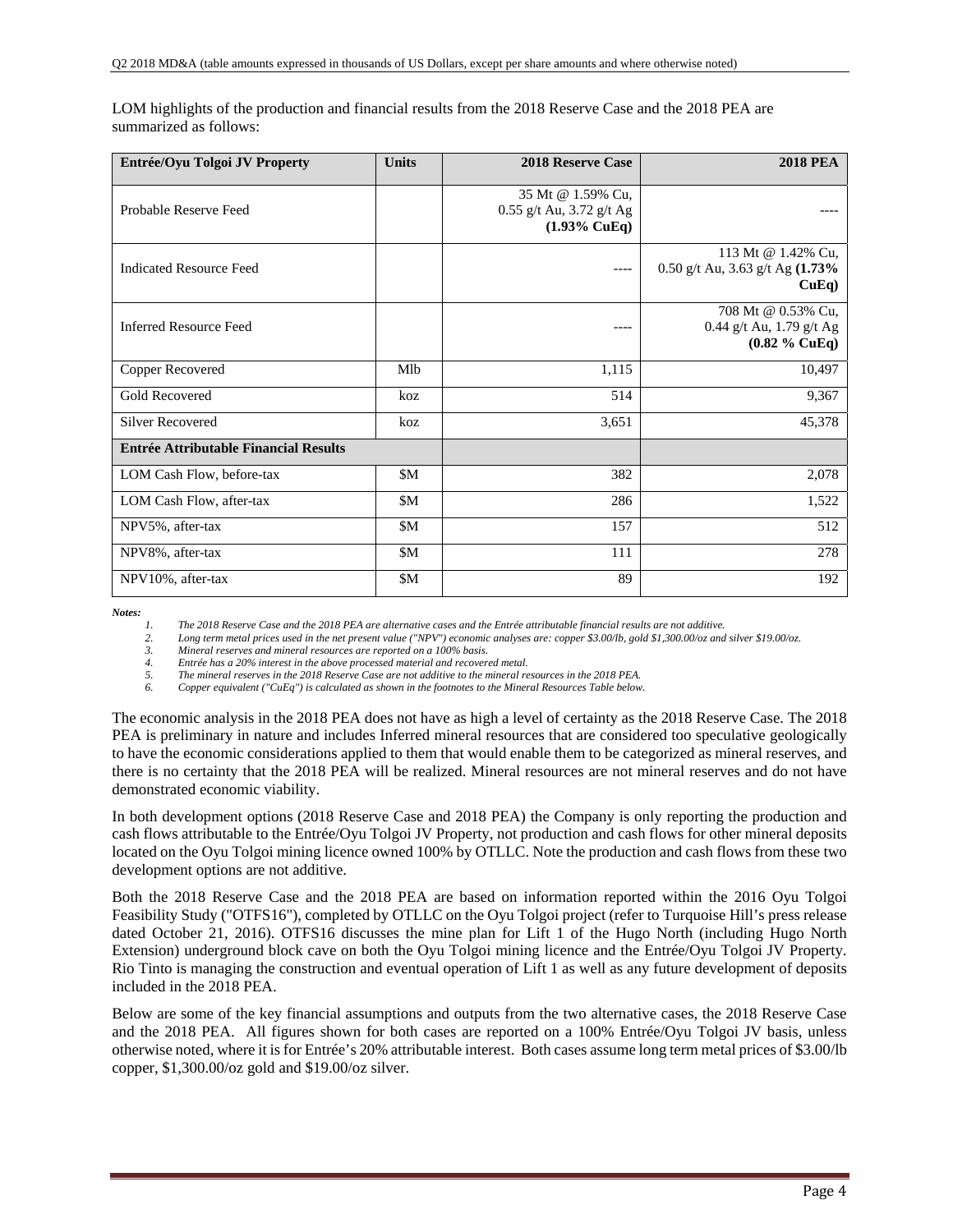LOM highlights of the production and financial results from the 2018 Reserve Case and the 2018 PEA are summarized as follows:

| Entrée/Oyu Tolgoi JV Property | Units | 2018 Reserve Case | 2018 PEA |
|---|---|---|---|
| Probable Reserve Feed | | 35 Mt @ 1.59% Cu, 0.55 g/t Au, 3.72 g/t Ag **(1.93% CuEq)** | ---- |
| Indicated Resource Feed | | ---- | 113 Mt @ 1.42% Cu, 0.50 g/t Au, 3.63 g/t Ag **(1.73% CuEq)** |
| Inferred Resource Feed | | ---- | 708 Mt @ 0.53% Cu, 0.44 g/t Au, 1.79 g/t Ag **(0.82 % CuEq)** |
| Copper Recovered | Mlb | 1,115 | 10,497 |
| Gold Recovered | koz | 514 | 9,367 |
| Silver Recovered | koz | 3,651 | 45,378 |
| **Entrée Attributable Financial Results** | | | |
| LOM Cash Flow, before-tax | $M | 382 | 2,078 |
| LOM Cash Flow, after-tax | $M | 286 | 1,522 |
| NPV5%, after-tax | $M | 157 | 512 |
| NPV8%, after-tax | $M | 111 | 278 |
| NPV10%, after-tax | $M | 89 | 192 |

***Notes:***

1. *The 2018 Reserve Case and the 2018 PEA are alternative cases and the Entrée attributable financial results are not additive.*
2. *Long term metal prices used in the net present value ("NPV") economic analyses are: copper $3.00/lb, gold $1,300.00/oz and silver $19.00/oz.*
3. *Mineral reserves and mineral resources are reported on a 100% basis.*
4. *Entrée has a 20% interest in the above processed material and recovered metal.*
5. *The mineral reserves in the 2018 Reserve Case are not additive to the mineral resources in the 2018 PEA.*
6. *Copper equivalent ("CuEq") is calculated as shown in the footnotes to the Mineral Resources Table below.*

The economic analysis in the 2018 PEA does not have as high a level of certainty as the 2018 Reserve Case. The 2018 PEA is preliminary in nature and includes Inferred mineral resources that are considered too speculative geologically to have the economic considerations applied to them that would enable them to be categorized as mineral reserves, and there is no certainty that the 2018 PEA will be realized. Mineral resources are not mineral reserves and do not have demonstrated economic viability.

In both development options (2018 Reserve Case and 2018 PEA) the Company is only reporting the production and cash flows attributable to the Entrée/Oyu Tolgoi JV Property, not production and cash flows for other mineral deposits located on the Oyu Tolgoi mining licence owned 100% by OTLLC. Note the production and cash flows from these two development options are not additive.

Both the 2018 Reserve Case and the 2018 PEA are based on information reported within the 2016 Oyu Tolgoi Feasibility Study ("OTFS16"), completed by OTLLC on the Oyu Tolgoi project (refer to Turquoise Hill's press release dated October 21, 2016). OTFS16 discusses the mine plan for Lift 1 of the Hugo North (including Hugo North Extension) underground block cave on both the Oyu Tolgoi mining licence and the Entrée/Oyu Tolgoi JV Property. Rio Tinto is managing the construction and eventual operation of Lift 1 as well as any future development of deposits included in the 2018 PEA.

Below are some of the key financial assumptions and outputs from the two alternative cases, the 2018 Reserve Case and the 2018 PEA. All figures shown for both cases are reported on a 100% Entrée/Oyu Tolgoi JV basis, unless otherwise noted, where it is for Entrée's 20% attributable interest. Both cases assume long term metal prices of $3.00/lb copper, $1,300.00/oz gold and $19.00/oz silver.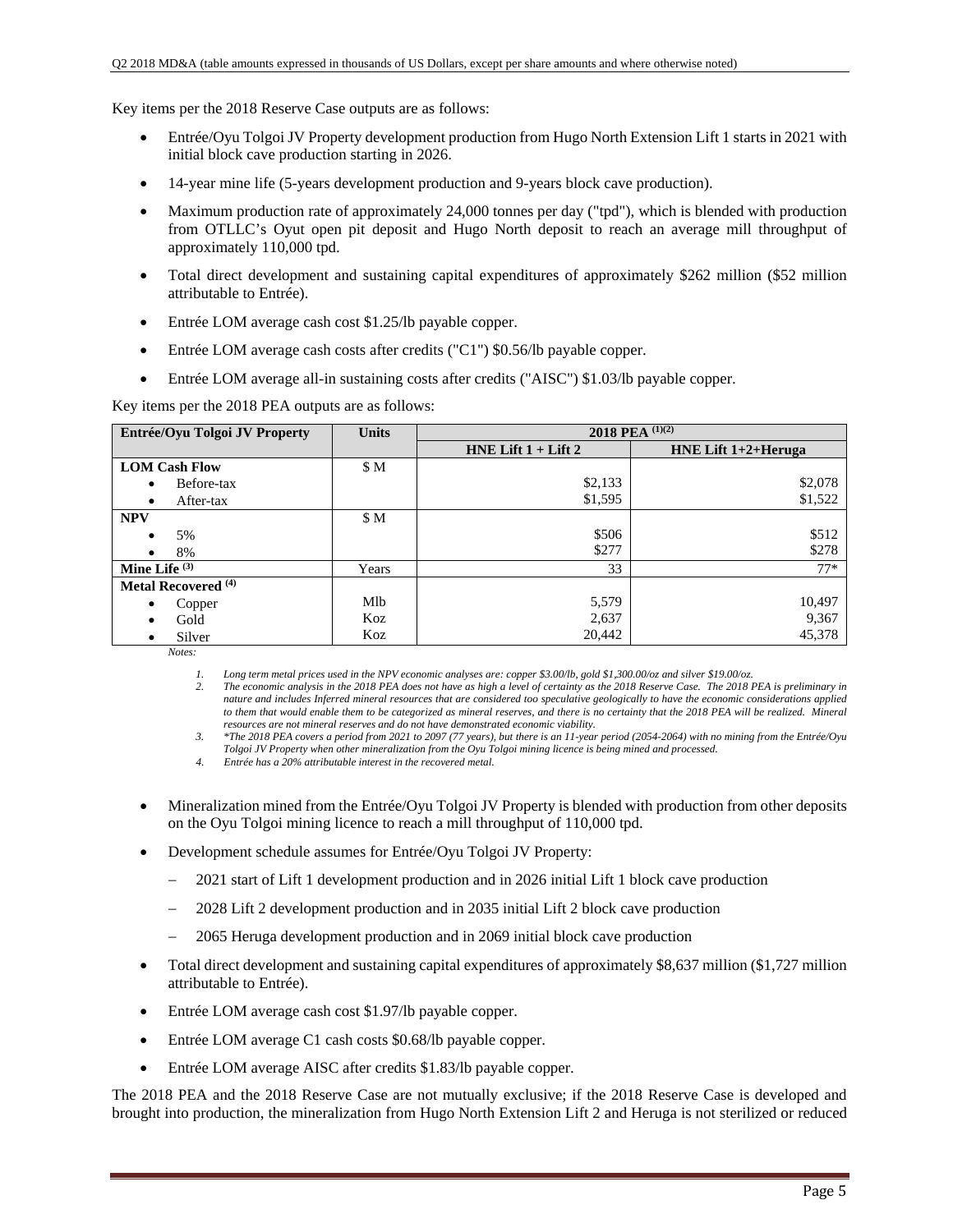Key items per the 2018 Reserve Case outputs are as follows:

- Entrée/Oyu Tolgoi JV Property development production from Hugo North Extension Lift 1 starts in 2021 with initial block cave production starting in 2026.
- 14-year mine life (5-years development production and 9-years block cave production).
- Maximum production rate of approximately 24,000 tonnes per day ("tpd"), which is blended with production from OTLLC's Oyut open pit deposit and Hugo North deposit to reach an average mill throughput of approximately 110,000 tpd.
- Total direct development and sustaining capital expenditures of approximately $262 million ($52 million attributable to Entrée).
- Entrée LOM average cash cost $1.25/lb payable copper.
- Entrée LOM average cash costs after credits ("C1") $0.56/lb payable copper.
- Entrée LOM average all-in sustaining costs after credits ("AISC") $1.03/lb payable copper.

Key items per the 2018 PEA outputs are as follows:

| Entrée/Oyu Tolgoi JV Property | Units | 2018 PEA [(1)(2)] | |
|---|---|---|---|
| | | HNE Lift 1 + Lift 2 | HNE Lift 1+2+Heruga |
| **LOM Cash Flow** | $ M | | |
| • Before-tax | | $2,133 | $2,078 |
| • After-tax | | $1,595 | $1,522 |
| **NPV** | $ M | | |
| • 5% | | $506 | $512 |
| • 8% | | $277 | $278 |
| **Mine Life** [(3)] | Years | 33 | 77* |
| **Metal Recovered** [(4)] | | | |
| • Copper | Mlb | 5,579 | 10,497 |
| • Gold | Koz | 2,637 | 9,367 |
| • Silver | Koz | 20,442 | 45,378 |

*Notes:*

1. *Long term metal prices used in the NPV economic analyses are: copper $3.00/lb, gold $1,300.00/oz and silver $19.00/oz.*
2. *The economic analysis in the 2018 PEA does not have as high a level of certainty as the 2018 Reserve Case. The 2018 PEA is preliminary in nature and includes Inferred mineral resources that are considered too speculative geologically to have the economic considerations applied to them that would enable them to be categorized as mineral reserves, and there is no certainty that the 2018 PEA will be realized. Mineral resources are not mineral reserves and do not have demonstrated economic viability.*
3. *\*The 2018 PEA covers a period from 2021 to 2097 (77 years), but there is an 11-year period (2054-2064) with no mining from the Entrée/Oyu Tolgoi JV Property when other mineralization from the Oyu Tolgoi mining licence is being mined and processed.*
4. *Entrée has a 20% attributable interest in the recovered metal.*

- Mineralization mined from the Entrée/Oyu Tolgoi JV Property is blended with production from other deposits on the Oyu Tolgoi mining licence to reach a mill throughput of 110,000 tpd.
- Development schedule assumes for Entrée/Oyu Tolgoi JV Property:
  - 2021 start of Lift 1 development production and in 2026 initial Lift 1 block cave production
  - 2028 Lift 2 development production and in 2035 initial Lift 2 block cave production
  - 2065 Heruga development production and in 2069 initial block cave production
- Total direct development and sustaining capital expenditures of approximately $8,637 million ($1,727 million attributable to Entrée).
- Entrée LOM average cash cost $1.97/lb payable copper.
- Entrée LOM average C1 cash costs $0.68/lb payable copper.
- Entrée LOM average AISC after credits $1.83/lb payable copper.

The 2018 PEA and the 2018 Reserve Case are not mutually exclusive; if the 2018 Reserve Case is developed and brought into production, the mineralization from Hugo North Extension Lift 2 and Heruga is not sterilized or reduced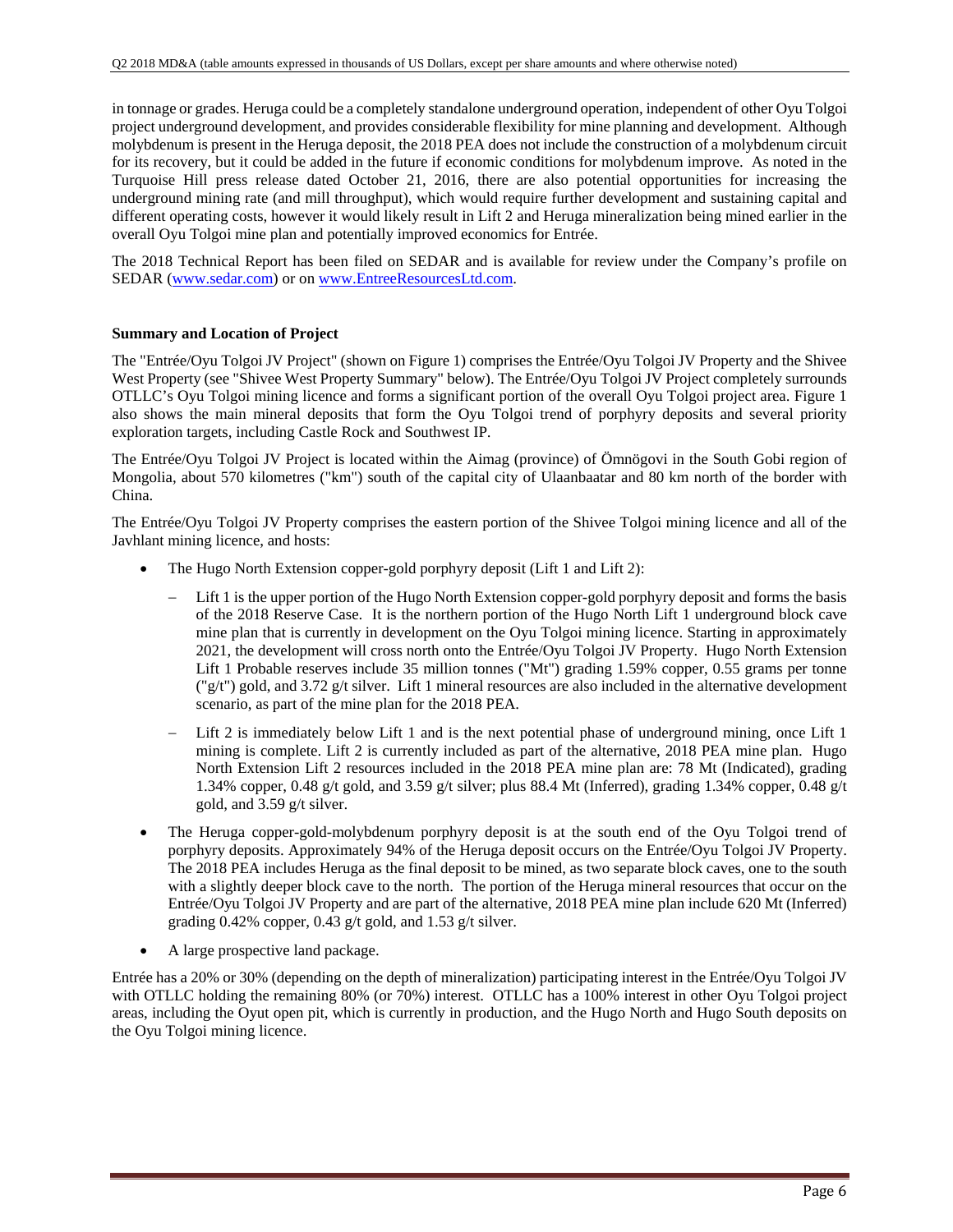in tonnage or grades. Heruga could be a completely standalone underground operation, independent of other Oyu Tolgoi project underground development, and provides considerable flexibility for mine planning and development. Although molybdenum is present in the Heruga deposit, the 2018 PEA does not include the construction of a molybdenum circuit for its recovery, but it could be added in the future if economic conditions for molybdenum improve. As noted in the Turquoise Hill press release dated October 21, 2016, there are also potential opportunities for increasing the underground mining rate (and mill throughput), which would require further development and sustaining capital and different operating costs, however it would likely result in Lift 2 and Heruga mineralization being mined earlier in the overall Oyu Tolgoi mine plan and potentially improved economics for Entrée.

The 2018 Technical Report has been filed on SEDAR and is available for review under the Company's profile on SEDAR (www.sedar.com) or on www.EntreeResourcesLtd.com.

**Summary and Location of Project**

The "Entrée/Oyu Tolgoi JV Project" (shown on Figure 1) comprises the Entrée/Oyu Tolgoi JV Property and the Shivee West Property (see "Shivee West Property Summary" below). The Entrée/Oyu Tolgoi JV Project completely surrounds OTLLC's Oyu Tolgoi mining licence and forms a significant portion of the overall Oyu Tolgoi project area. Figure 1 also shows the main mineral deposits that form the Oyu Tolgoi trend of porphyry deposits and several priority exploration targets, including Castle Rock and Southwest IP.

The Entrée/Oyu Tolgoi JV Project is located within the Aimag (province) of Ömnögovi in the South Gobi region of Mongolia, about 570 kilometres ("km") south of the capital city of Ulaanbaatar and 80 km north of the border with China.

The Entrée/Oyu Tolgoi JV Property comprises the eastern portion of the Shivee Tolgoi mining licence and all of the Javhlant mining licence, and hosts:

- The Hugo North Extension copper-gold porphyry deposit (Lift 1 and Lift 2):
  - Lift 1 is the upper portion of the Hugo North Extension copper-gold porphyry deposit and forms the basis of the 2018 Reserve Case. It is the northern portion of the Hugo North Lift 1 underground block cave mine plan that is currently in development on the Oyu Tolgoi mining licence. Starting in approximately 2021, the development will cross north onto the Entrée/Oyu Tolgoi JV Property. Hugo North Extension Lift 1 Probable reserves include 35 million tonnes ("Mt") grading 1.59% copper, 0.55 grams per tonne ("g/t") gold, and 3.72 g/t silver. Lift 1 mineral resources are also included in the alternative development scenario, as part of the mine plan for the 2018 PEA.
  - Lift 2 is immediately below Lift 1 and is the next potential phase of underground mining, once Lift 1 mining is complete. Lift 2 is currently included as part of the alternative, 2018 PEA mine plan. Hugo North Extension Lift 2 resources included in the 2018 PEA mine plan are: 78 Mt (Indicated), grading 1.34% copper, 0.48 g/t gold, and 3.59 g/t silver; plus 88.4 Mt (Inferred), grading 1.34% copper, 0.48 g/t gold, and 3.59 g/t silver.
- The Heruga copper-gold-molybdenum porphyry deposit is at the south end of the Oyu Tolgoi trend of porphyry deposits. Approximately 94% of the Heruga deposit occurs on the Entrée/Oyu Tolgoi JV Property. The 2018 PEA includes Heruga as the final deposit to be mined, as two separate block caves, one to the south with a slightly deeper block cave to the north. The portion of the Heruga mineral resources that occur on the Entrée/Oyu Tolgoi JV Property and are part of the alternative, 2018 PEA mine plan include 620 Mt (Inferred) grading 0.42% copper, 0.43 g/t gold, and 1.53 g/t silver.
- A large prospective land package.

Entrée has a 20% or 30% (depending on the depth of mineralization) participating interest in the Entrée/Oyu Tolgoi JV with OTLLC holding the remaining 80% (or 70%) interest. OTLLC has a 100% interest in other Oyu Tolgoi project areas, including the Oyut open pit, which is currently in production, and the Hugo North and Hugo South deposits on the Oyu Tolgoi mining licence.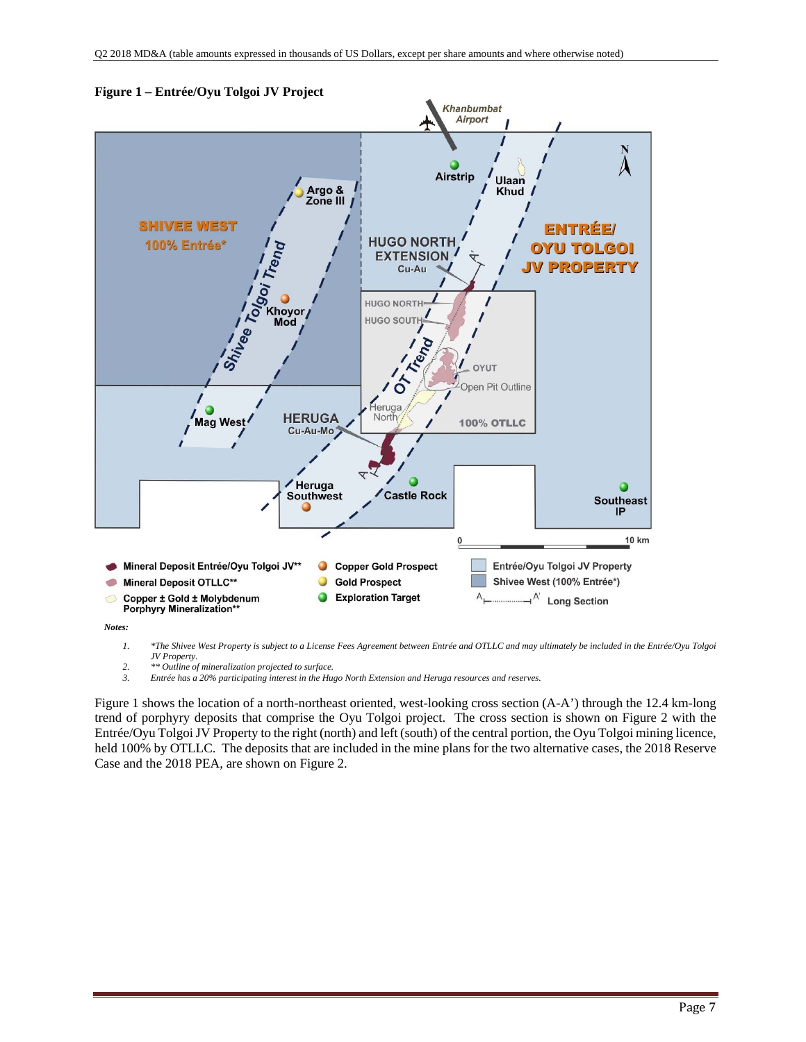**Figure 1 – Entrée/Oyu Tolgoi JV Project**

*Notes:*

1. *\*The Shivee West Property is subject to a License Fees Agreement between Entrée and OTLLC and may ultimately be included in the Entrée/Oyu Tolgoi JV Property.*
2. *\*\* Outline of mineralization projected to surface.*
3. *Entrée has a 20% participating interest in the Hugo North Extension and Heruga resources and reserves.*

Figure 1 shows the location of a north-northeast oriented, west-looking cross section (A-A') through the 12.4 km-long trend of porphyry deposits that comprise the Oyu Tolgoi project. The cross section is shown on Figure 2 with the Entrée/Oyu Tolgoi JV Property to the right (north) and left (south) of the central portion, the Oyu Tolgoi mining licence, held 100% by OTLLC. The deposits that are included in the mine plans for the two alternative cases, the 2018 Reserve Case and the 2018 PEA, are shown on Figure 2.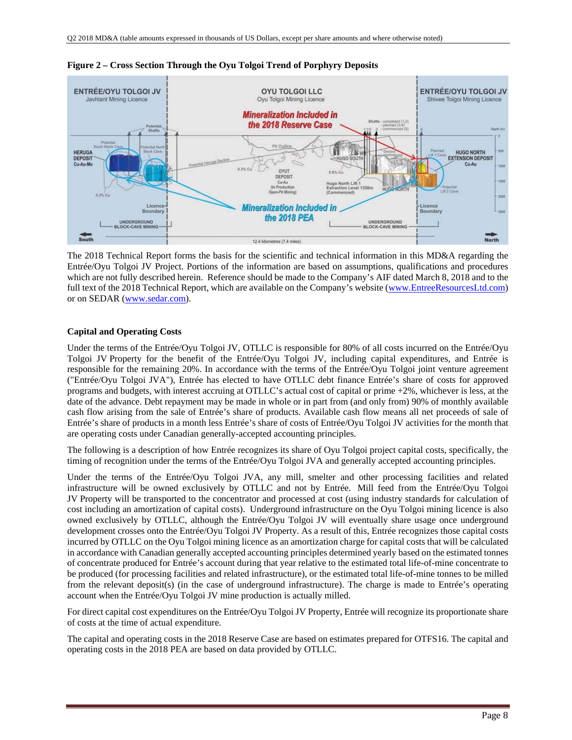**Figure 2 – Cross Section Through the Oyu Tolgoi Trend of Porphyry Deposits**

The 2018 Technical Report forms the basis for the scientific and technical information in this MD&A regarding the Entrée/Oyu Tolgoi JV Project. Portions of the information are based on assumptions, qualifications and procedures which are not fully described herein. Reference should be made to the Company's AIF dated March 8, 2018 and to the full text of the 2018 Technical Report, which are available on the Company's website (www.EntreeResourcesLtd.com) or on SEDAR (www.sedar.com).

### Capital and Operating Costs

Under the terms of the Entrée/Oyu Tolgoi JV, OTLLC is responsible for 80% of all costs incurred on the Entrée/Oyu Tolgoi JV Property for the benefit of the Entrée/Oyu Tolgoi JV, including capital expenditures, and Entrée is responsible for the remaining 20%. In accordance with the terms of the Entrée/Oyu Tolgoi joint venture agreement ("Entrée/Oyu Tolgoi JVA"), Entrée has elected to have OTLLC debt finance Entrée's share of costs for approved programs and budgets, with interest accruing at OTLLC's actual cost of capital or prime +2%, whichever is less, at the date of the advance. Debt repayment may be made in whole or in part from (and only from) 90% of monthly available cash flow arising from the sale of Entrée's share of products. Available cash flow means all net proceeds of sale of Entrée's share of products in a month less Entrée's share of costs of Entrée/Oyu Tolgoi JV activities for the month that are operating costs under Canadian generally-accepted accounting principles.

The following is a description of how Entrée recognizes its share of Oyu Tolgoi project capital costs, specifically, the timing of recognition under the terms of the Entrée/Oyu Tolgoi JVA and generally accepted accounting principles.

Under the terms of the Entrée/Oyu Tolgoi JVA, any mill, smelter and other processing facilities and related infrastructure will be owned exclusively by OTLLC and not by Entrée. Mill feed from the Entrée/Oyu Tolgoi JV Property will be transported to the concentrator and processed at cost (using industry standards for calculation of cost including an amortization of capital costs). Underground infrastructure on the Oyu Tolgoi mining licence is also owned exclusively by OTLLC, although the Entrée/Oyu Tolgoi JV will eventually share usage once underground development crosses onto the Entrée/Oyu Tolgoi JV Property. As a result of this, Entrée recognizes those capital costs incurred by OTLLC on the Oyu Tolgoi mining licence as an amortization charge for capital costs that will be calculated in accordance with Canadian generally accepted accounting principles determined yearly based on the estimated tonnes of concentrate produced for Entrée's account during that year relative to the estimated total life-of-mine concentrate to be produced (for processing facilities and related infrastructure), or the estimated total life-of-mine tonnes to be milled from the relevant deposit(s) (in the case of underground infrastructure). The charge is made to Entrée's operating account when the Entrée/Oyu Tolgoi JV mine production is actually milled.

For direct capital cost expenditures on the Entrée/Oyu Tolgoi JV Property, Entrée will recognize its proportionate share of costs at the time of actual expenditure.

The capital and operating costs in the 2018 Reserve Case are based on estimates prepared for OTFS16. The capital and operating costs in the 2018 PEA are based on data provided by OTLLC.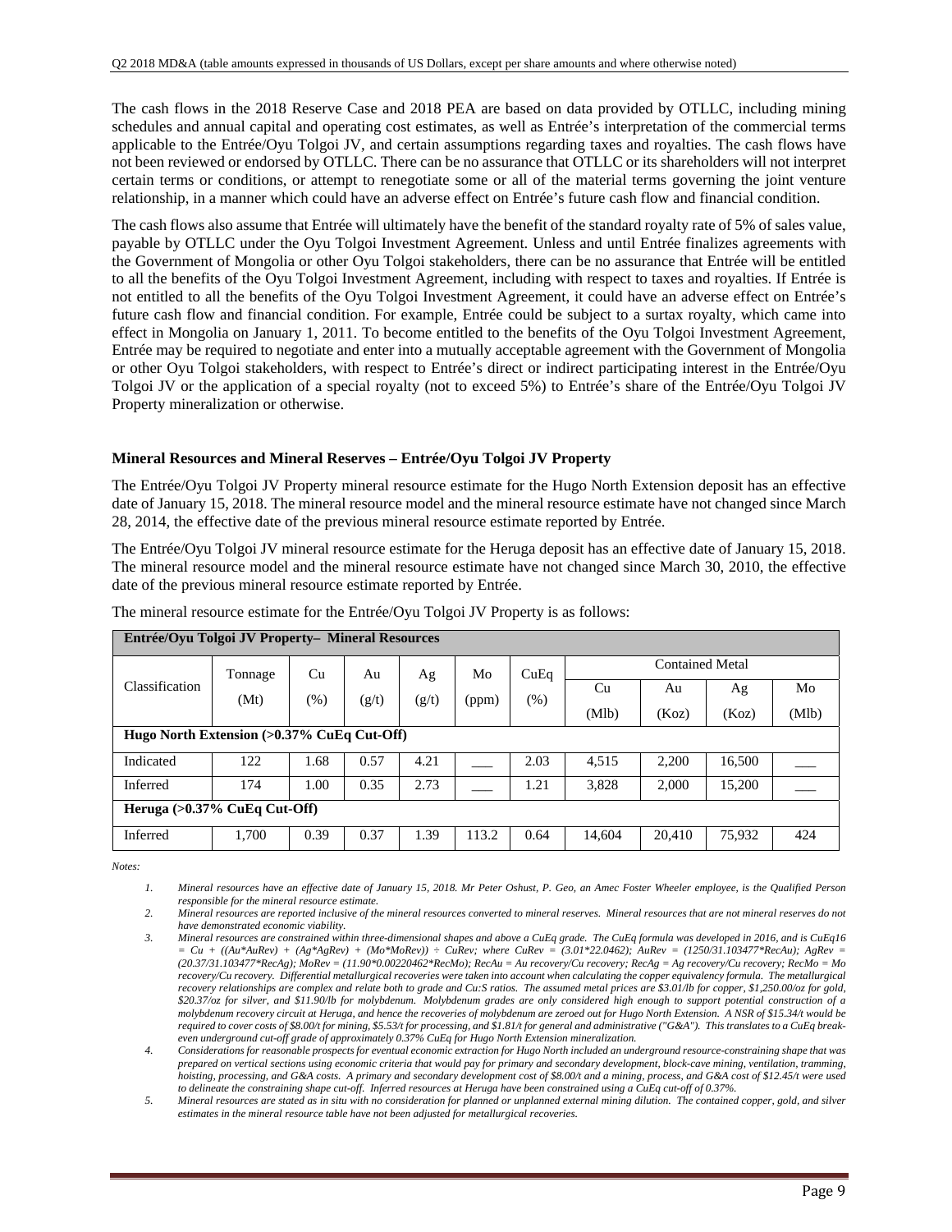The cash flows in the 2018 Reserve Case and 2018 PEA are based on data provided by OTLLC, including mining schedules and annual capital and operating cost estimates, as well as Entrée's interpretation of the commercial terms applicable to the Entrée/Oyu Tolgoi JV, and certain assumptions regarding taxes and royalties. The cash flows have not been reviewed or endorsed by OTLLC. There can be no assurance that OTLLC or its shareholders will not interpret certain terms or conditions, or attempt to renegotiate some or all of the material terms governing the joint venture relationship, in a manner which could have an adverse effect on Entrée's future cash flow and financial condition.

The cash flows also assume that Entrée will ultimately have the benefit of the standard royalty rate of 5% of sales value, payable by OTLLC under the Oyu Tolgoi Investment Agreement. Unless and until Entrée finalizes agreements with the Government of Mongolia or other Oyu Tolgoi stakeholders, there can be no assurance that Entrée will be entitled to all the benefits of the Oyu Tolgoi Investment Agreement, including with respect to taxes and royalties. If Entrée is not entitled to all the benefits of the Oyu Tolgoi Investment Agreement, it could have an adverse effect on Entrée's future cash flow and financial condition. For example, Entrée could be subject to a surtax royalty, which came into effect in Mongolia on January 1, 2011. To become entitled to the benefits of the Oyu Tolgoi Investment Agreement, Entrée may be required to negotiate and enter into a mutually acceptable agreement with the Government of Mongolia or other Oyu Tolgoi stakeholders, with respect to Entrée's direct or indirect participating interest in the Entrée/Oyu Tolgoi JV or the application of a special royalty (not to exceed 5%) to Entrée's share of the Entrée/Oyu Tolgoi JV Property mineralization or otherwise.

### Mineral Resources and Mineral Reserves – Entrée/Oyu Tolgoi JV Property

The Entrée/Oyu Tolgoi JV Property mineral resource estimate for the Hugo North Extension deposit has an effective date of January 15, 2018. The mineral resource model and the mineral resource estimate have not changed since March 28, 2014, the effective date of the previous mineral resource estimate reported by Entrée.

The Entrée/Oyu Tolgoi JV mineral resource estimate for the Heruga deposit has an effective date of January 15, 2018. The mineral resource model and the mineral resource estimate have not changed since March 30, 2010, the effective date of the previous mineral resource estimate reported by Entrée.

The mineral resource estimate for the Entrée/Oyu Tolgoi JV Property is as follows:

| **Entrée/Oyu Tolgoi JV Property– Mineral Resources** | | | | | | | | | | |
|---|---|---|---|---|---|---|---|---|---|---|
| Classification | Tonnage (Mt) | Cu (%) | Au (g/t) | Ag (g/t) | Mo (ppm) | CuEq (%) | Contained Metal | | | |
| | | | | | | | Cu (Mlb) | Au (Koz) | Ag (Koz) | Mo (Mlb) |
| **Hugo North Extension (>0.37% CuEq Cut-Off)** | | | | | | | | | | |
| Indicated | 122 | 1.68 | 0.57 | 4.21 | ___ | 2.03 | 4,515 | 2,200 | 16,500 | ___ |
| Inferred | 174 | 1.00 | 0.35 | 2.73 | ___ | 1.21 | 3,828 | 2,000 | 15,200 | ___ |
| **Heruga (>0.37% CuEq Cut-Off)** | | | | | | | | | | |
| Inferred | 1,700 | 0.39 | 0.37 | 1.39 | 113.2 | 0.64 | 14,604 | 20,410 | 75,932 | 424 |

*Notes:*

1. *Mineral resources have an effective date of January 15, 2018. Mr Peter Oshust, P. Geo, an Amec Foster Wheeler employee, is the Qualified Person responsible for the mineral resource estimate.*
2. *Mineral resources are reported inclusive of the mineral resources converted to mineral reserves. Mineral resources that are not mineral reserves do not have demonstrated economic viability.*
3. *Mineral resources are constrained within three-dimensional shapes and above a CuEq grade. The CuEq formula was developed in 2016, and is CuEq16 = Cu + ((Au\*AuRev) + (Ag\*AgRev) + (Mo\*MoRev)) ÷ CuRev; where CuRev = (3.01\*22.0462); AuRev = (1250/31.103477\*RecAu); AgRev = (20.37/31.103477\*RecAg); MoRev = (11.90\*0.00220462\*RecMo); RecAu = Au recovery/Cu recovery; RecAg = Ag recovery/Cu recovery; RecMo = Mo recovery/Cu recovery. Differential metallurgical recoveries were taken into account when calculating the copper equivalency formula. The metallurgical recovery relationships are complex and relate both to grade and Cu:S ratios. The assumed metal prices are $3.01/lb for copper, $1,250.00/oz for gold, $20.37/oz for silver, and $11.90/lb for molybdenum. Molybdenum grades are only considered high enough to support potential construction of a molybdenum recovery circuit at Heruga, and hence the recoveries of molybdenum are zeroed out for Hugo North Extension. A NSR of $15.34/t would be required to cover costs of $8.00/t for mining, $5.53/t for processing, and $1.81/t for general and administrative ("G&A"). This translates to a CuEq break-even underground cut-off grade of approximately 0.37% CuEq for Hugo North Extension mineralization.*
4. *Considerations for reasonable prospects for eventual economic extraction for Hugo North included an underground resource-constraining shape that was prepared on vertical sections using economic criteria that would pay for primary and secondary development, block-cave mining, ventilation, tramming, hoisting, processing, and G&A costs. A primary and secondary development cost of $8.00/t and a mining, process, and G&A cost of $12.45/t were used to delineate the constraining shape cut-off. Inferred resources at Heruga have been constrained using a CuEq cut-off of 0.37%.*
5. *Mineral resources are stated as in situ with no consideration for planned or unplanned external mining dilution. The contained copper, gold, and silver estimates in the mineral resource table have not been adjusted for metallurgical recoveries.*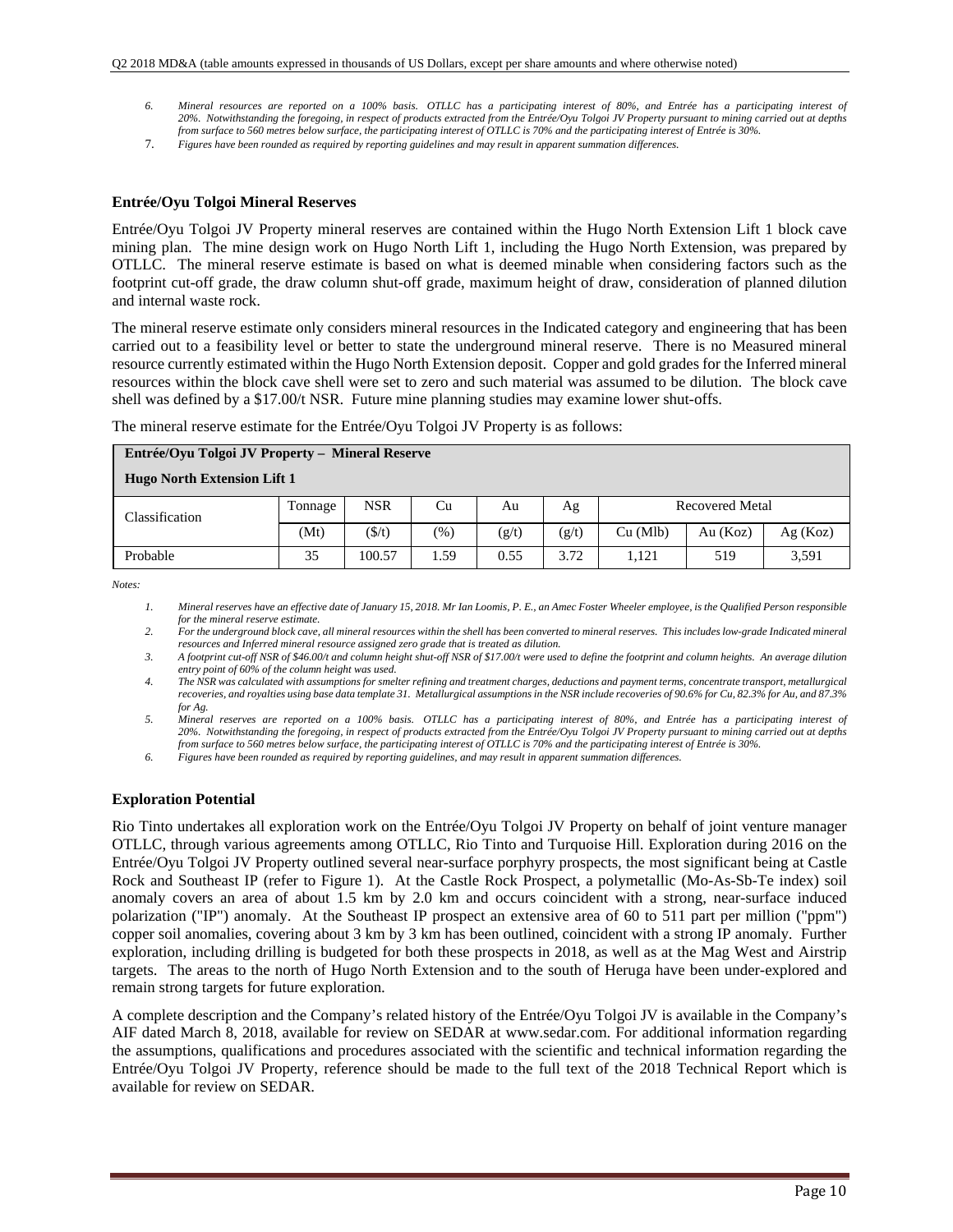6. *Mineral resources are reported on a 100% basis. OTLLC has a participating interest of 80%, and Entrée has a participating interest of 20%. Notwithstanding the foregoing, in respect of products extracted from the Entrée/Oyu Tolgoi JV Property pursuant to mining carried out at depths from surface to 560 metres below surface, the participating interest of OTLLC is 70% and the participating interest of Entrée is 30%.*
7. *Figures have been rounded as required by reporting guidelines and may result in apparent summation differences.*

### Entrée/Oyu Tolgoi Mineral Reserves

Entrée/Oyu Tolgoi JV Property mineral reserves are contained within the Hugo North Extension Lift 1 block cave mining plan. The mine design work on Hugo North Lift 1, including the Hugo North Extension, was prepared by OTLLC. The mineral reserve estimate is based on what is deemed minable when considering factors such as the footprint cut-off grade, the draw column shut-off grade, maximum height of draw, consideration of planned dilution and internal waste rock.

The mineral reserve estimate only considers mineral resources in the Indicated category and engineering that has been carried out to a feasibility level or better to state the underground mineral reserve. There is no Measured mineral resource currently estimated within the Hugo North Extension deposit. Copper and gold grades for the Inferred mineral resources within the block cave shell were set to zero and such material was assumed to be dilution. The block cave shell was defined by a $17.00/t NSR. Future mine planning studies may examine lower shut-offs.

The mineral reserve estimate for the Entrée/Oyu Tolgoi JV Property is as follows:

**Entrée/Oyu Tolgoi JV Property – Mineral Reserve**

**Hugo North Extension Lift 1**

| Classification | Tonnage | NSR | Cu | Au | Ag | Recovered Metal | | |
|---|---|---|---|---|---|---|---|---|
| | (Mt) | ($/t) | (%) | (g/t) | (g/t) | Cu (Mlb) | Au (Koz) | Ag (Koz) |
| Probable | 35 | 100.57 | 1.59 | 0.55 | 3.72 | 1,121 | 519 | 3,591 |

*Notes:*

1. *Mineral reserves have an effective date of January 15, 2018. Mr Ian Loomis, P. E., an Amec Foster Wheeler employee, is the Qualified Person responsible for the mineral reserve estimate.*
2. *For the underground block cave, all mineral resources within the shell has been converted to mineral reserves. This includes low-grade Indicated mineral resources and Inferred mineral resource assigned zero grade that is treated as dilution.*
3. *A footprint cut-off NSR of $46.00/t and column height shut-off NSR of $17.00/t were used to define the footprint and column heights. An average dilution entry point of 60% of the column height was used.*
4. *The NSR was calculated with assumptions for smelter refining and treatment charges, deductions and payment terms, concentrate transport, metallurgical recoveries, and royalties using base data template 31. Metallurgical assumptions in the NSR include recoveries of 90.6% for Cu, 82.3% for Au, and 87.3% for Ag.*
5. *Mineral reserves are reported on a 100% basis. OTLLC has a participating interest of 80%, and Entrée has a participating interest of 20%. Notwithstanding the foregoing, in respect of products extracted from the Entrée/Oyu Tolgoi JV Property pursuant to mining carried out at depths from surface to 560 metres below surface, the participating interest of OTLLC is 70% and the participating interest of Entrée is 30%.*
6. *Figures have been rounded as required by reporting guidelines, and may result in apparent summation differences.*

### Exploration Potential

Rio Tinto undertakes all exploration work on the Entrée/Oyu Tolgoi JV Property on behalf of joint venture manager OTLLC, through various agreements among OTLLC, Rio Tinto and Turquoise Hill. Exploration during 2016 on the Entrée/Oyu Tolgoi JV Property outlined several near-surface porphyry prospects, the most significant being at Castle Rock and Southeast IP (refer to Figure 1). At the Castle Rock Prospect, a polymetallic (Mo-As-Sb-Te index) soil anomaly covers an area of about 1.5 km by 2.0 km and occurs coincident with a strong, near-surface induced polarization ("IP") anomaly. At the Southeast IP prospect an extensive area of 60 to 511 part per million ("ppm") copper soil anomalies, covering about 3 km by 3 km has been outlined, coincident with a strong IP anomaly. Further exploration, including drilling is budgeted for both these prospects in 2018, as well as at the Mag West and Airstrip targets. The areas to the north of Hugo North Extension and to the south of Heruga have been under-explored and remain strong targets for future exploration.

A complete description and the Company's related history of the Entrée/Oyu Tolgoi JV is available in the Company's AIF dated March 8, 2018, available for review on SEDAR at www.sedar.com. For additional information regarding the assumptions, qualifications and procedures associated with the scientific and technical information regarding the Entrée/Oyu Tolgoi JV Property, reference should be made to the full text of the 2018 Technical Report which is available for review on SEDAR.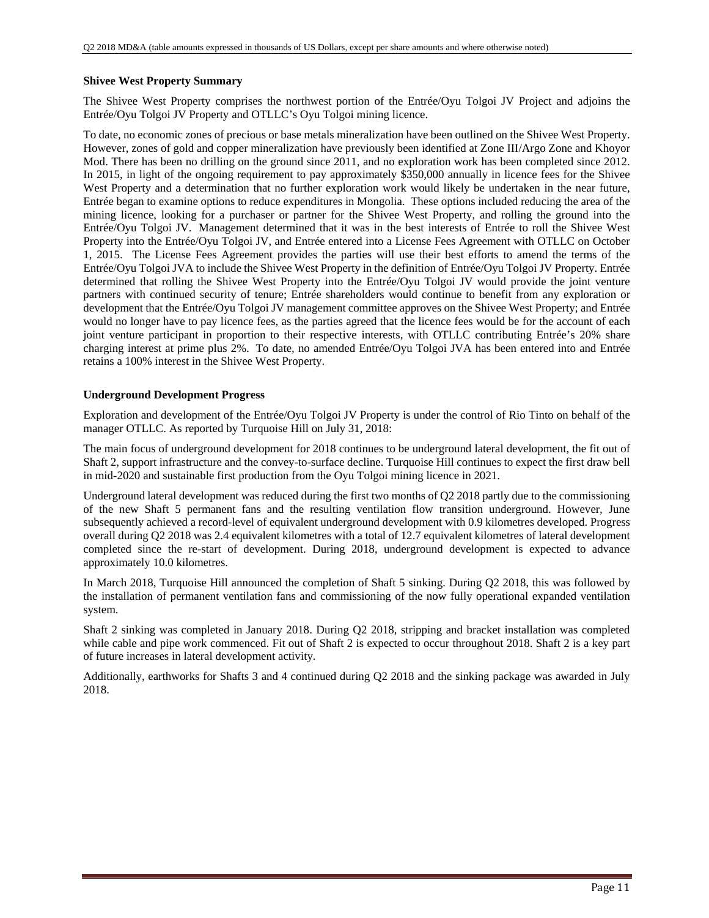### Shivee West Property Summary

The Shivee West Property comprises the northwest portion of the Entrée/Oyu Tolgoi JV Project and adjoins the Entrée/Oyu Tolgoi JV Property and OTLLC's Oyu Tolgoi mining licence.

To date, no economic zones of precious or base metals mineralization have been outlined on the Shivee West Property. However, zones of gold and copper mineralization have previously been identified at Zone III/Argo Zone and Khoyor Mod. There has been no drilling on the ground since 2011, and no exploration work has been completed since 2012. In 2015, in light of the ongoing requirement to pay approximately $350,000 annually in licence fees for the Shivee West Property and a determination that no further exploration work would likely be undertaken in the near future, Entrée began to examine options to reduce expenditures in Mongolia. These options included reducing the area of the mining licence, looking for a purchaser or partner for the Shivee West Property, and rolling the ground into the Entrée/Oyu Tolgoi JV. Management determined that it was in the best interests of Entrée to roll the Shivee West Property into the Entrée/Oyu Tolgoi JV, and Entrée entered into a License Fees Agreement with OTLLC on October 1, 2015. The License Fees Agreement provides the parties will use their best efforts to amend the terms of the Entrée/Oyu Tolgoi JVA to include the Shivee West Property in the definition of Entrée/Oyu Tolgoi JV Property. Entrée determined that rolling the Shivee West Property into the Entrée/Oyu Tolgoi JV would provide the joint venture partners with continued security of tenure; Entrée shareholders would continue to benefit from any exploration or development that the Entrée/Oyu Tolgoi JV management committee approves on the Shivee West Property; and Entrée would no longer have to pay licence fees, as the parties agreed that the licence fees would be for the account of each joint venture participant in proportion to their respective interests, with OTLLC contributing Entrée's 20% share charging interest at prime plus 2%. To date, no amended Entrée/Oyu Tolgoi JVA has been entered into and Entrée retains a 100% interest in the Shivee West Property.

### Underground Development Progress

Exploration and development of the Entrée/Oyu Tolgoi JV Property is under the control of Rio Tinto on behalf of the manager OTLLC. As reported by Turquoise Hill on July 31, 2018:

The main focus of underground development for 2018 continues to be underground lateral development, the fit out of Shaft 2, support infrastructure and the convey-to-surface decline. Turquoise Hill continues to expect the first draw bell in mid-2020 and sustainable first production from the Oyu Tolgoi mining licence in 2021.

Underground lateral development was reduced during the first two months of Q2 2018 partly due to the commissioning of the new Shaft 5 permanent fans and the resulting ventilation flow transition underground. However, June subsequently achieved a record-level of equivalent underground development with 0.9 kilometres developed. Progress overall during Q2 2018 was 2.4 equivalent kilometres with a total of 12.7 equivalent kilometres of lateral development completed since the re-start of development. During 2018, underground development is expected to advance approximately 10.0 kilometres.

In March 2018, Turquoise Hill announced the completion of Shaft 5 sinking. During Q2 2018, this was followed by the installation of permanent ventilation fans and commissioning of the now fully operational expanded ventilation system.

Shaft 2 sinking was completed in January 2018. During Q2 2018, stripping and bracket installation was completed while cable and pipe work commenced. Fit out of Shaft 2 is expected to occur throughout 2018. Shaft 2 is a key part of future increases in lateral development activity.

Additionally, earthworks for Shafts 3 and 4 continued during Q2 2018 and the sinking package was awarded in July 2018.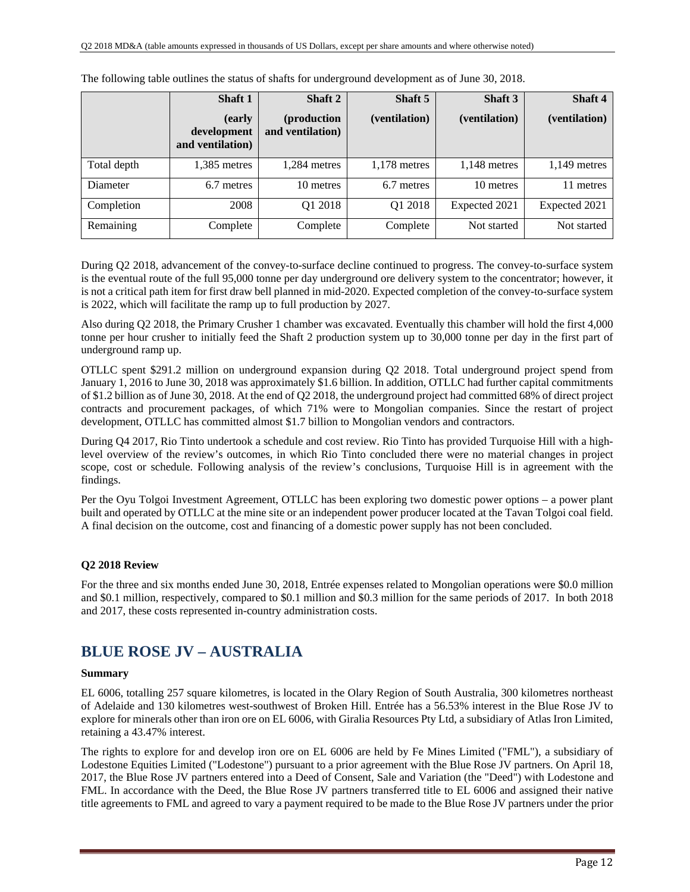The following table outlines the status of shafts for underground development as of June 30, 2018.

| | Shaft 1 (early development and ventilation) | Shaft 2 (production and ventilation) | Shaft 5 (ventilation) | Shaft 3 (ventilation) | Shaft 4 (ventilation) |
|---|---|---|---|---|---|
| Total depth | 1,385 metres | 1,284 metres | 1,178 metres | 1,148 metres | 1,149 metres |
| Diameter | 6.7 metres | 10 metres | 6.7 metres | 10 metres | 11 metres |
| Completion | 2008 | Q1 2018 | Q1 2018 | Expected 2021 | Expected 2021 |
| Remaining | Complete | Complete | Complete | Not started | Not started |

During Q2 2018, advancement of the convey-to-surface decline continued to progress. The convey-to-surface system is the eventual route of the full 95,000 tonne per day underground ore delivery system to the concentrator; however, it is not a critical path item for first draw bell planned in mid-2020. Expected completion of the convey-to-surface system is 2022, which will facilitate the ramp up to full production by 2027.

Also during Q2 2018, the Primary Crusher 1 chamber was excavated. Eventually this chamber will hold the first 4,000 tonne per hour crusher to initially feed the Shaft 2 production system up to 30,000 tonne per day in the first part of underground ramp up.

OTLLC spent $291.2 million on underground expansion during Q2 2018. Total underground project spend from January 1, 2016 to June 30, 2018 was approximately $1.6 billion. In addition, OTLLC had further capital commitments of $1.2 billion as of June 30, 2018. At the end of Q2 2018, the underground project had committed 68% of direct project contracts and procurement packages, of which 71% were to Mongolian companies. Since the restart of project development, OTLLC has committed almost $1.7 billion to Mongolian vendors and contractors.

During Q4 2017, Rio Tinto undertook a schedule and cost review. Rio Tinto has provided Turquoise Hill with a high-level overview of the review's outcomes, in which Rio Tinto concluded there were no material changes in project scope, cost or schedule. Following analysis of the review's conclusions, Turquoise Hill is in agreement with the findings.

Per the Oyu Tolgoi Investment Agreement, OTLLC has been exploring two domestic power options – a power plant built and operated by OTLLC at the mine site or an independent power producer located at the Tavan Tolgoi coal field. A final decision on the outcome, cost and financing of a domestic power supply has not been concluded.

**Q2 2018 Review**

For the three and six months ended June 30, 2018, Entrée expenses related to Mongolian operations were $0.0 million and $0.1 million, respectively, compared to $0.1 million and $0.3 million for the same periods of 2017. In both 2018 and 2017, these costs represented in-country administration costs.

# BLUE ROSE JV – AUSTRALIA

**Summary**

EL 6006, totalling 257 square kilometres, is located in the Olary Region of South Australia, 300 kilometres northeast of Adelaide and 130 kilometres west-southwest of Broken Hill. Entrée has a 56.53% interest in the Blue Rose JV to explore for minerals other than iron ore on EL 6006, with Giralia Resources Pty Ltd, a subsidiary of Atlas Iron Limited, retaining a 43.47% interest.

The rights to explore for and develop iron ore on EL 6006 are held by Fe Mines Limited ("FML"), a subsidiary of Lodestone Equities Limited ("Lodestone") pursuant to a prior agreement with the Blue Rose JV partners. On April 18, 2017, the Blue Rose JV partners entered into a Deed of Consent, Sale and Variation (the "Deed") with Lodestone and FML. In accordance with the Deed, the Blue Rose JV partners transferred title to EL 6006 and assigned their native title agreements to FML and agreed to vary a payment required to be made to the Blue Rose JV partners under the prior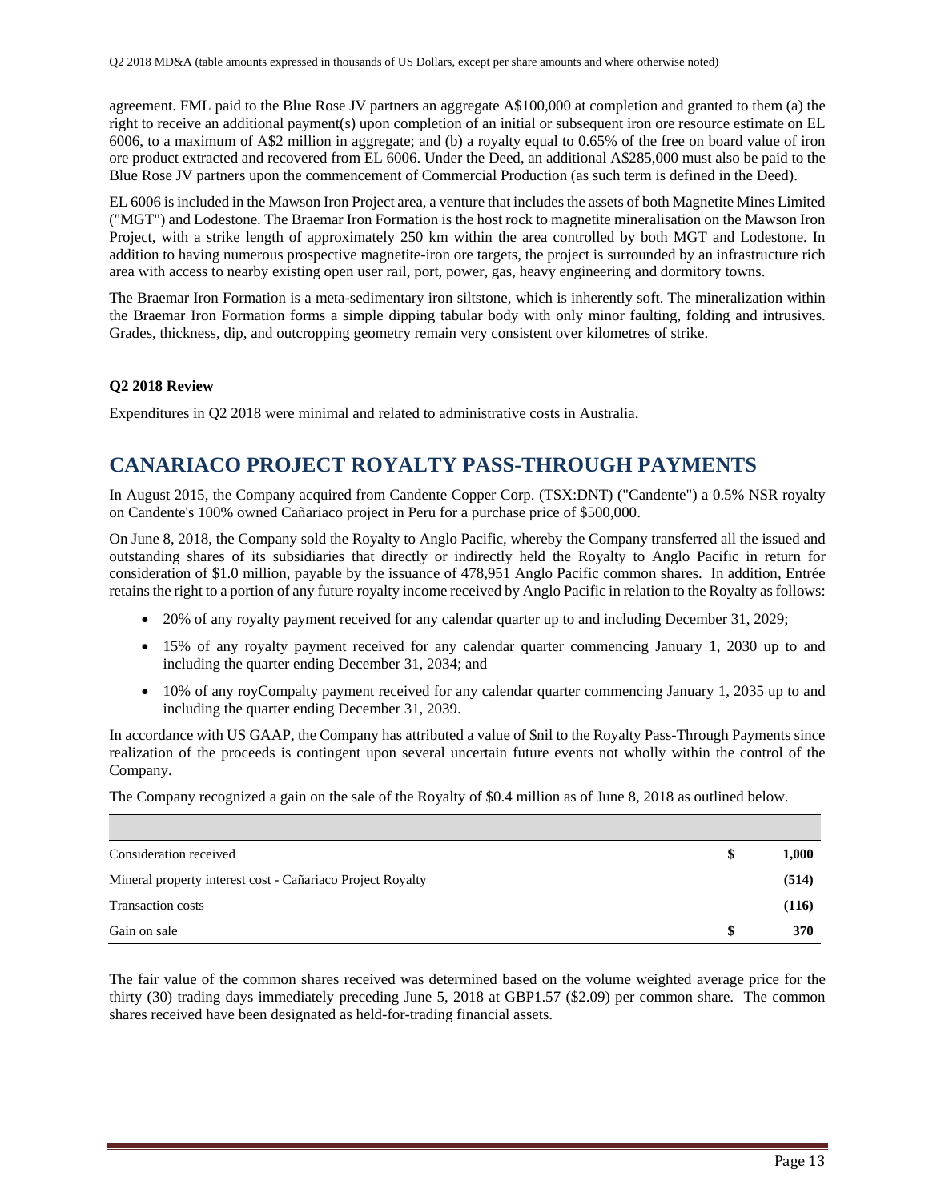agreement. FML paid to the Blue Rose JV partners an aggregate A$100,000 at completion and granted to them (a) the right to receive an additional payment(s) upon completion of an initial or subsequent iron ore resource estimate on EL 6006, to a maximum of A$2 million in aggregate; and (b) a royalty equal to 0.65% of the free on board value of iron ore product extracted and recovered from EL 6006. Under the Deed, an additional A$285,000 must also be paid to the Blue Rose JV partners upon the commencement of Commercial Production (as such term is defined in the Deed).

EL 6006 is included in the Mawson Iron Project area, a venture that includes the assets of both Magnetite Mines Limited ("MGT") and Lodestone. The Braemar Iron Formation is the host rock to magnetite mineralisation on the Mawson Iron Project, with a strike length of approximately 250 km within the area controlled by both MGT and Lodestone. In addition to having numerous prospective magnetite-iron ore targets, the project is surrounded by an infrastructure rich area with access to nearby existing open user rail, port, power, gas, heavy engineering and dormitory towns.

The Braemar Iron Formation is a meta-sedimentary iron siltstone, which is inherently soft. The mineralization within the Braemar Iron Formation forms a simple dipping tabular body with only minor faulting, folding and intrusives. Grades, thickness, dip, and outcropping geometry remain very consistent over kilometres of strike.

**Q2 2018 Review**

Expenditures in Q2 2018 were minimal and related to administrative costs in Australia.

# CANARIACO PROJECT ROYALTY PASS-THROUGH PAYMENTS

In August 2015, the Company acquired from Candente Copper Corp. (TSX:DNT) ("Candente") a 0.5% NSR royalty on Candente's 100% owned Cañariaco project in Peru for a purchase price of $500,000.

On June 8, 2018, the Company sold the Royalty to Anglo Pacific, whereby the Company transferred all the issued and outstanding shares of its subsidiaries that directly or indirectly held the Royalty to Anglo Pacific in return for consideration of $1.0 million, payable by the issuance of 478,951 Anglo Pacific common shares. In addition, Entrée retains the right to a portion of any future royalty income received by Anglo Pacific in relation to the Royalty as follows:

- 20% of any royalty payment received for any calendar quarter up to and including December 31, 2029;
- 15% of any royalty payment received for any calendar quarter commencing January 1, 2030 up to and including the quarter ending December 31, 2034; and
- 10% of any royCompalty payment received for any calendar quarter commencing January 1, 2035 up to and including the quarter ending December 31, 2039.

In accordance with US GAAP, the Company has attributed a value of $nil to the Royalty Pass-Through Payments since realization of the proceeds is contingent upon several uncertain future events not wholly within the control of the Company.

The Company recognized a gain on the sale of the Royalty of $0.4 million as of June 8, 2018 as outlined below.

| | | |
|---|---|---|
| Consideration received | $ | **1,000** |
| Mineral property interest cost - Cañariaco Project Royalty | | **(514)** |
| Transaction costs | | **(116)** |
| Gain on sale | **$** | **370** |

The fair value of the common shares received was determined based on the volume weighted average price for the thirty (30) trading days immediately preceding June 5, 2018 at GBP1.57 ($2.09) per common share. The common shares received have been designated as held-for-trading financial assets.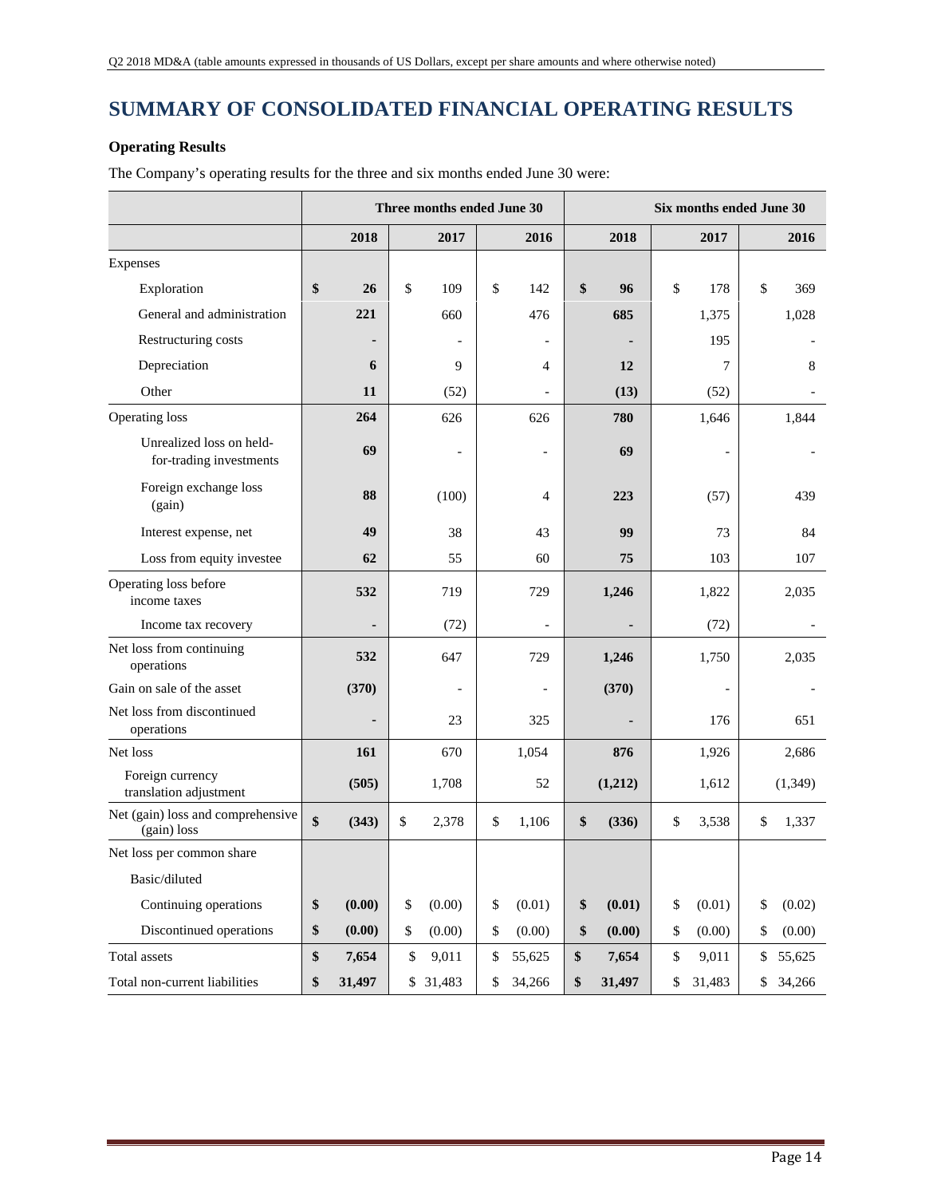# SUMMARY OF CONSOLIDATED FINANCIAL OPERATING RESULTS

**Operating Results**

The Company's operating results for the three and six months ended June 30 were:

| | Three months ended June 30 | | | Six months ended June 30 | | |
|---|---|---|---|---|---|---|
| | **2018** | 2017 | 2016 | **2018** | 2017 | 2016 |
| Expenses | | | | | | |
| Exploration | **$ 26** | $ 109 | $ 142 | **$ 96** | $ 178 | $ 369 |
| General and administration | **221** | 660 | 476 | **685** | 1,375 | 1,028 |
| Restructuring costs | **-** | - | - | **-** | 195 | - |
| Depreciation | **6** | 9 | 4 | **12** | 7 | 8 |
| Other | **11** | (52) | - | **(13)** | (52) | - |
| Operating loss | **264** | 626 | 626 | **780** | 1,646 | 1,844 |
| Unrealized loss on held-for-trading investments | **69** | - | - | **69** | - | - |
| Foreign exchange loss (gain) | **88** | (100) | 4 | **223** | (57) | 439 |
| Interest expense, net | **49** | 38 | 43 | **99** | 73 | 84 |
| Loss from equity investee | **62** | 55 | 60 | **75** | 103 | 107 |
| Operating loss before income taxes | **532** | 719 | 729 | **1,246** | 1,822 | 2,035 |
| Income tax recovery | **-** | (72) | - | **-** | (72) | - |
| Net loss from continuing operations | **532** | 647 | 729 | **1,246** | 1,750 | 2,035 |
| Gain on sale of the asset | **(370)** | - | - | **(370)** | - | - |
| Net loss from discontinued operations | **-** | 23 | 325 | **-** | 176 | 651 |
| Net loss | **161** | 670 | 1,054 | **876** | 1,926 | 2,686 |
| Foreign currency translation adjustment | **(505)** | 1,708 | 52 | **(1,212)** | 1,612 | (1,349) |
| Net (gain) loss and comprehensive (gain) loss | **$ (343)** | $ 2,378 | $ 1,106 | **$ (336)** | $ 3,538 | $ 1,337 |
| Net loss per common share | | | | | | |
| Basic/diluted | | | | | | |
| Continuing operations | **$ (0.00)** | $ (0.00) | $ (0.01) | **$ (0.01)** | $ (0.01) | $ (0.02) |
| Discontinued operations | **$ (0.00)** | $ (0.00) | $ (0.00) | **$ (0.00)** | $ (0.00) | $ (0.00) |
| Total assets | **$ 7,654** | $ 9,011 | $ 55,625 | **$ 7,654** | $ 9,011 | $ 55,625 |
| Total non-current liabilities | **$ 31,497** | $ 31,483 | $ 34,266 | **$ 31,497** | $ 31,483 | $ 34,266 |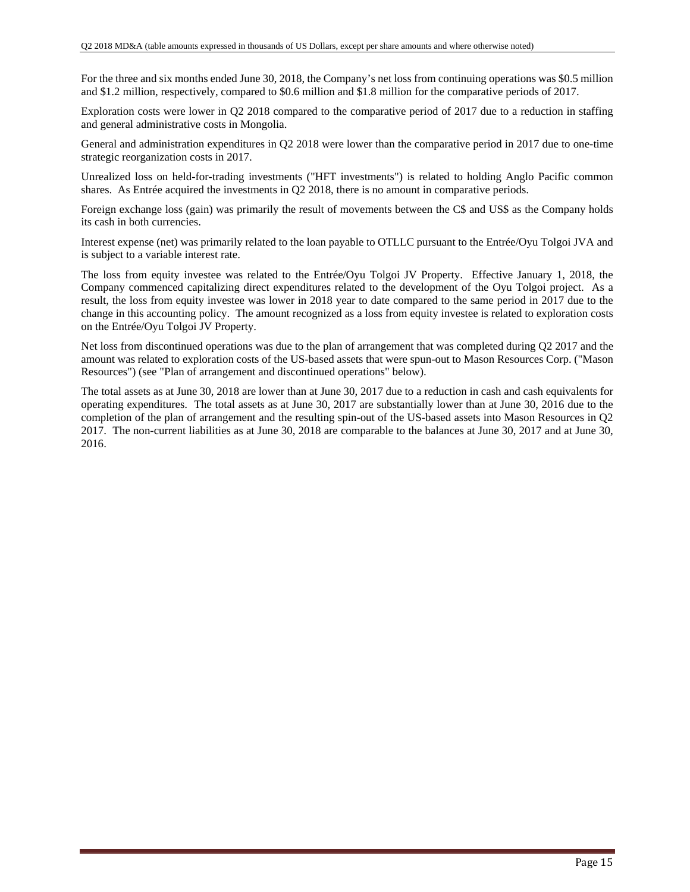For the three and six months ended June 30, 2018, the Company's net loss from continuing operations was $0.5 million and $1.2 million, respectively, compared to $0.6 million and $1.8 million for the comparative periods of 2017.

Exploration costs were lower in Q2 2018 compared to the comparative period of 2017 due to a reduction in staffing and general administrative costs in Mongolia.

General and administration expenditures in Q2 2018 were lower than the comparative period in 2017 due to one-time strategic reorganization costs in 2017.

Unrealized loss on held-for-trading investments ("HFT investments") is related to holding Anglo Pacific common shares. As Entrée acquired the investments in Q2 2018, there is no amount in comparative periods.

Foreign exchange loss (gain) was primarily the result of movements between the C$ and US$ as the Company holds its cash in both currencies.

Interest expense (net) was primarily related to the loan payable to OTLLC pursuant to the Entrée/Oyu Tolgoi JVA and is subject to a variable interest rate.

The loss from equity investee was related to the Entrée/Oyu Tolgoi JV Property. Effective January 1, 2018, the Company commenced capitalizing direct expenditures related to the development of the Oyu Tolgoi project. As a result, the loss from equity investee was lower in 2018 year to date compared to the same period in 2017 due to the change in this accounting policy. The amount recognized as a loss from equity investee is related to exploration costs on the Entrée/Oyu Tolgoi JV Property.

Net loss from discontinued operations was due to the plan of arrangement that was completed during Q2 2017 and the amount was related to exploration costs of the US-based assets that were spun-out to Mason Resources Corp. ("Mason Resources") (see "Plan of arrangement and discontinued operations" below).

The total assets as at June 30, 2018 are lower than at June 30, 2017 due to a reduction in cash and cash equivalents for operating expenditures. The total assets as at June 30, 2017 are substantially lower than at June 30, 2016 due to the completion of the plan of arrangement and the resulting spin-out of the US-based assets into Mason Resources in Q2 2017. The non-current liabilities as at June 30, 2018 are comparable to the balances at June 30, 2017 and at June 30, 2016.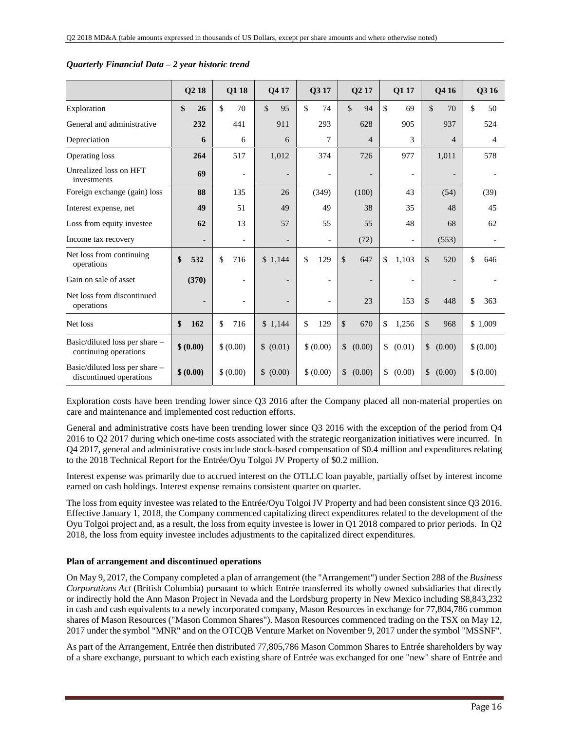*Quarterly Financial Data – 2 year historic trend*

| | Q2 18 | Q1 18 | Q4 17 | Q3 17 | Q2 17 | Q1 17 | Q4 16 | Q3 16 |
|---|---|---|---|---|---|---|---|---|
| Exploration | **$ 26** | $ 70 | $ 95 | $ 74 | $ 94 | $ 69 | $ 70 | $ 50 |
| General and administrative | **232** | 441 | 911 | 293 | 628 | 905 | 937 | 524 |
| Depreciation | **6** | 6 | 6 | 7 | 4 | 3 | 4 | 4 |
| Operating loss | **264** | 517 | 1,012 | 374 | 726 | 977 | 1,011 | 578 |
| Unrealized loss on HFT investments | **69** | - | - | - | - | - | - | - |
| Foreign exchange (gain) loss | **88** | 135 | 26 | (349) | (100) | 43 | (54) | (39) |
| Interest expense, net | **49** | 51 | 49 | 49 | 38 | 35 | 48 | 45 |
| Loss from equity investee | **62** | 13 | 57 | 55 | 55 | 48 | 68 | 62 |
| Income tax recovery | **-** | - | - | - | (72) | - | (553) | - |
| Net loss from continuing operations | **$ 532** | $ 716 | $ 1,144 | $ 129 | $ 647 | $ 1,103 | $ 520 | $ 646 |
| Gain on sale of asset | **(370)** | - | - | - | - | - | - | - |
| Net loss from discontinued operations | **-** | - | - | - | 23 | 153 | $ 448 | $ 363 |
| Net loss | **$ 162** | $ 716 | $ 1,144 | $ 129 | $ 670 | $ 1,256 | $ 968 | $ 1,009 |
| Basic/diluted loss per share – continuing operations | **$ (0.00)** | $ (0.00) | $ (0.01) | $ (0.00) | $ (0.00) | $ (0.01) | $ (0.00) | $ (0.00) |
| Basic/diluted loss per share – discontinued operations | **$ (0.00)** | $ (0.00) | $ (0.00) | $ (0.00) | $ (0.00) | $ (0.00) | $ (0.00) | $ (0.00) |

Exploration costs have been trending lower since Q3 2016 after the Company placed all non-material properties on care and maintenance and implemented cost reduction efforts.

General and administrative costs have been trending lower since Q3 2016 with the exception of the period from Q4 2016 to Q2 2017 during which one-time costs associated with the strategic reorganization initiatives were incurred. In Q4 2017, general and administrative costs include stock-based compensation of $0.4 million and expenditures relating to the 2018 Technical Report for the Entrée/Oyu Tolgoi JV Property of $0.2 million.

Interest expense was primarily due to accrued interest on the OTLLC loan payable, partially offset by interest income earned on cash holdings. Interest expense remains consistent quarter on quarter.

The loss from equity investee was related to the Entrée/Oyu Tolgoi JV Property and had been consistent since Q3 2016. Effective January 1, 2018, the Company commenced capitalizing direct expenditures related to the development of the Oyu Tolgoi project and, as a result, the loss from equity investee is lower in Q1 2018 compared to prior periods. In Q2 2018, the loss from equity investee includes adjustments to the capitalized direct expenditures.

**Plan of arrangement and discontinued operations**

On May 9, 2017, the Company completed a plan of arrangement (the "Arrangement") under Section 288 of the *Business Corporations Act* (British Columbia) pursuant to which Entrée transferred its wholly owned subsidiaries that directly or indirectly hold the Ann Mason Project in Nevada and the Lordsburg property in New Mexico including $8,843,232 in cash and cash equivalents to a newly incorporated company, Mason Resources in exchange for 77,804,786 common shares of Mason Resources ("Mason Common Shares"). Mason Resources commenced trading on the TSX on May 12, 2017 under the symbol "MNR" and on the OTCQB Venture Market on November 9, 2017 under the symbol "MSSNF".

As part of the Arrangement, Entrée then distributed 77,805,786 Mason Common Shares to Entrée shareholders by way of a share exchange, pursuant to which each existing share of Entrée was exchanged for one "new" share of Entrée and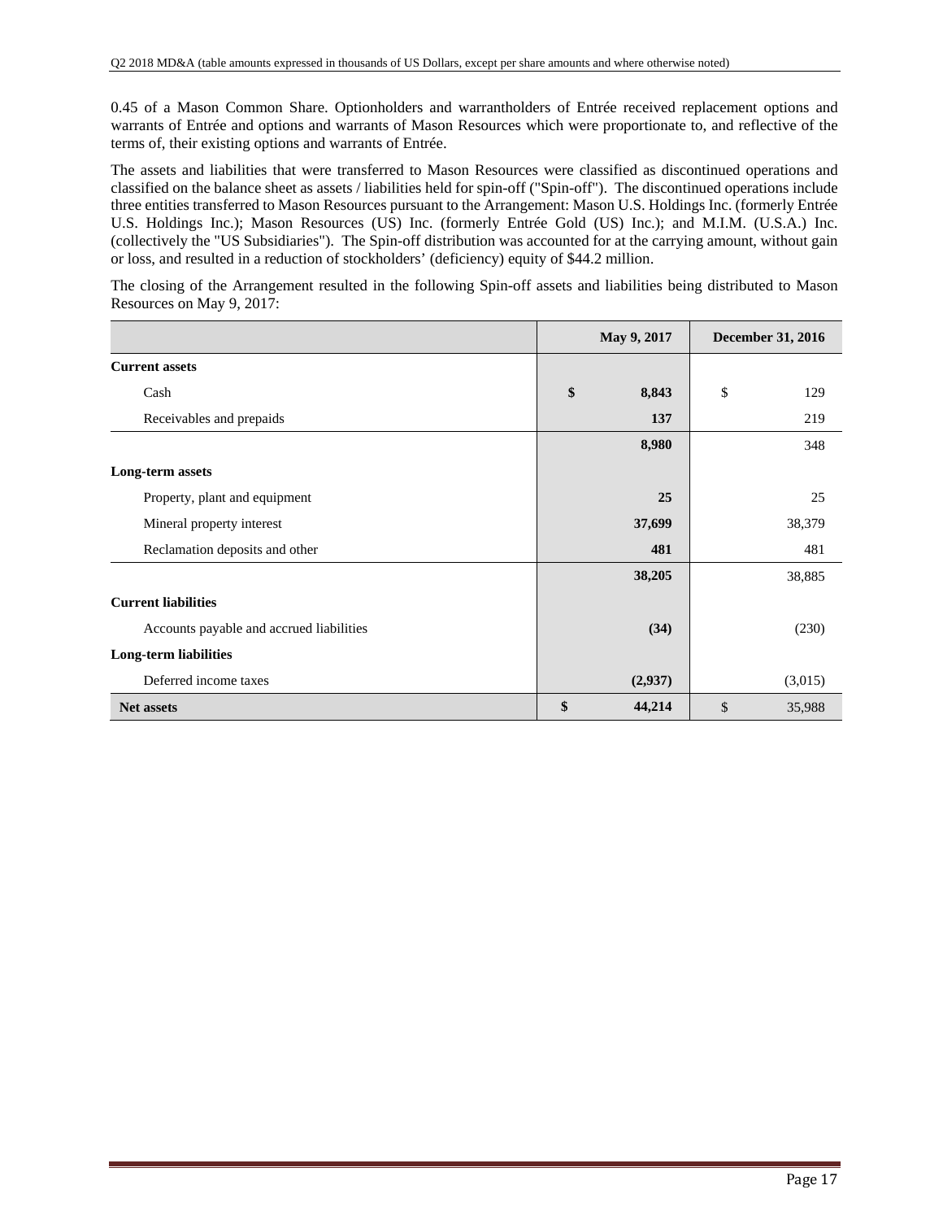0.45 of a Mason Common Share. Optionholders and warrantholders of Entrée received replacement options and warrants of Entrée and options and warrants of Mason Resources which were proportionate to, and reflective of the terms of, their existing options and warrants of Entrée.

The assets and liabilities that were transferred to Mason Resources were classified as discontinued operations and classified on the balance sheet as assets / liabilities held for spin-off ("Spin-off"). The discontinued operations include three entities transferred to Mason Resources pursuant to the Arrangement: Mason U.S. Holdings Inc. (formerly Entrée U.S. Holdings Inc.); Mason Resources (US) Inc. (formerly Entrée Gold (US) Inc.); and M.I.M. (U.S.A.) Inc. (collectively the "US Subsidiaries"). The Spin-off distribution was accounted for at the carrying amount, without gain or loss, and resulted in a reduction of stockholders' (deficiency) equity of $44.2 million.

The closing of the Arrangement resulted in the following Spin-off assets and liabilities being distributed to Mason Resources on May 9, 2017:

| | May 9, 2017 | December 31, 2016 |
|---|---|---|
| **Current assets** | | |
| Cash | **$ 8,843** | $ 129 |
| Receivables and prepaids | **137** | 219 |
| | **8,980** | 348 |
| **Long-term assets** | | |
| Property, plant and equipment | **25** | 25 |
| Mineral property interest | **37,699** | 38,379 |
| Reclamation deposits and other | **481** | 481 |
| | **38,205** | 38,885 |
| **Current liabilities** | | |
| Accounts payable and accrued liabilities | **(34)** | (230) |
| **Long-term liabilities** | | |
| Deferred income taxes | **(2,937)** | (3,015) |
| **Net assets** | **$ 44,214** | $ 35,988 |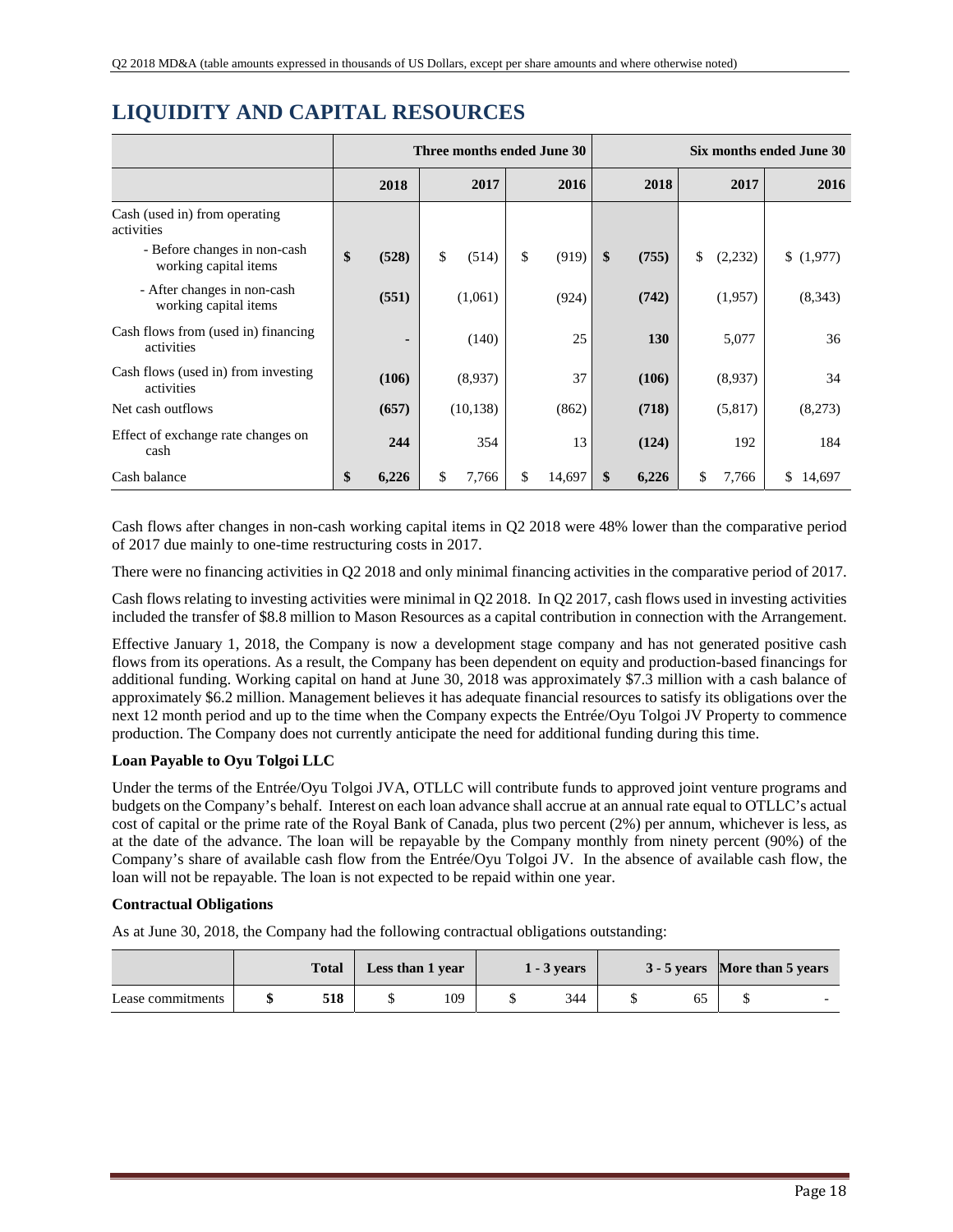# LIQUIDITY AND CAPITAL RESOURCES

| | Three months ended June 30 | | | Six months ended June 30 | | |
|---|---|---|---|---|---|---|
| | **2018** | 2017 | 2016 | **2018** | 2017 | 2016 |
| Cash (used in) from operating activities | | | | | | |
| - Before changes in non-cash working capital items | **$ (528)** | $ (514) | $ (919) | **$ (755)** | $ (2,232) | $ (1,977) |
| - After changes in non-cash working capital items | **(551)** | (1,061) | (924) | **(742)** | (1,957) | (8,343) |
| Cash flows from (used in) financing activities | **-** | (140) | 25 | **130** | 5,077 | 36 |
| Cash flows (used in) from investing activities | **(106)** | (8,937) | 37 | **(106)** | (8,937) | 34 |
| Net cash outflows | **(657)** | (10,138) | (862) | **(718)** | (5,817) | (8,273) |
| Effect of exchange rate changes on cash | **244** | 354 | 13 | **(124)** | 192 | 184 |
| Cash balance | **$ 6,226** | $ 7,766 | $ 14,697 | **$ 6,226** | $ 7,766 | $ 14,697 |

Cash flows after changes in non-cash working capital items in Q2 2018 were 48% lower than the comparative period of 2017 due mainly to one-time restructuring costs in 2017.

There were no financing activities in Q2 2018 and only minimal financing activities in the comparative period of 2017.

Cash flows relating to investing activities were minimal in Q2 2018. In Q2 2017, cash flows used in investing activities included the transfer of $8.8 million to Mason Resources as a capital contribution in connection with the Arrangement.

Effective January 1, 2018, the Company is now a development stage company and has not generated positive cash flows from its operations. As a result, the Company has been dependent on equity and production-based financings for additional funding. Working capital on hand at June 30, 2018 was approximately $7.3 million with a cash balance of approximately $6.2 million. Management believes it has adequate financial resources to satisfy its obligations over the next 12 month period and up to the time when the Company expects the Entrée/Oyu Tolgoi JV Property to commence production. The Company does not currently anticipate the need for additional funding during this time.

**Loan Payable to Oyu Tolgoi LLC**

Under the terms of the Entrée/Oyu Tolgoi JVA, OTLLC will contribute funds to approved joint venture programs and budgets on the Company's behalf. Interest on each loan advance shall accrue at an annual rate equal to OTLLC's actual cost of capital or the prime rate of the Royal Bank of Canada, plus two percent (2%) per annum, whichever is less, as at the date of the advance. The loan will be repayable by the Company monthly from ninety percent (90%) of the Company's share of available cash flow from the Entrée/Oyu Tolgoi JV. In the absence of available cash flow, the loan will not be repayable. The loan is not expected to be repaid within one year.

**Contractual Obligations**

As at June 30, 2018, the Company had the following contractual obligations outstanding:

| | Total | Less than 1 year | 1 - 3 years | 3 - 5 years | More than 5 years |
|---|---|---|---|---|---|
| Lease commitments | **$ 518** | $ 109 | $ 344 | $ 65 | $ - |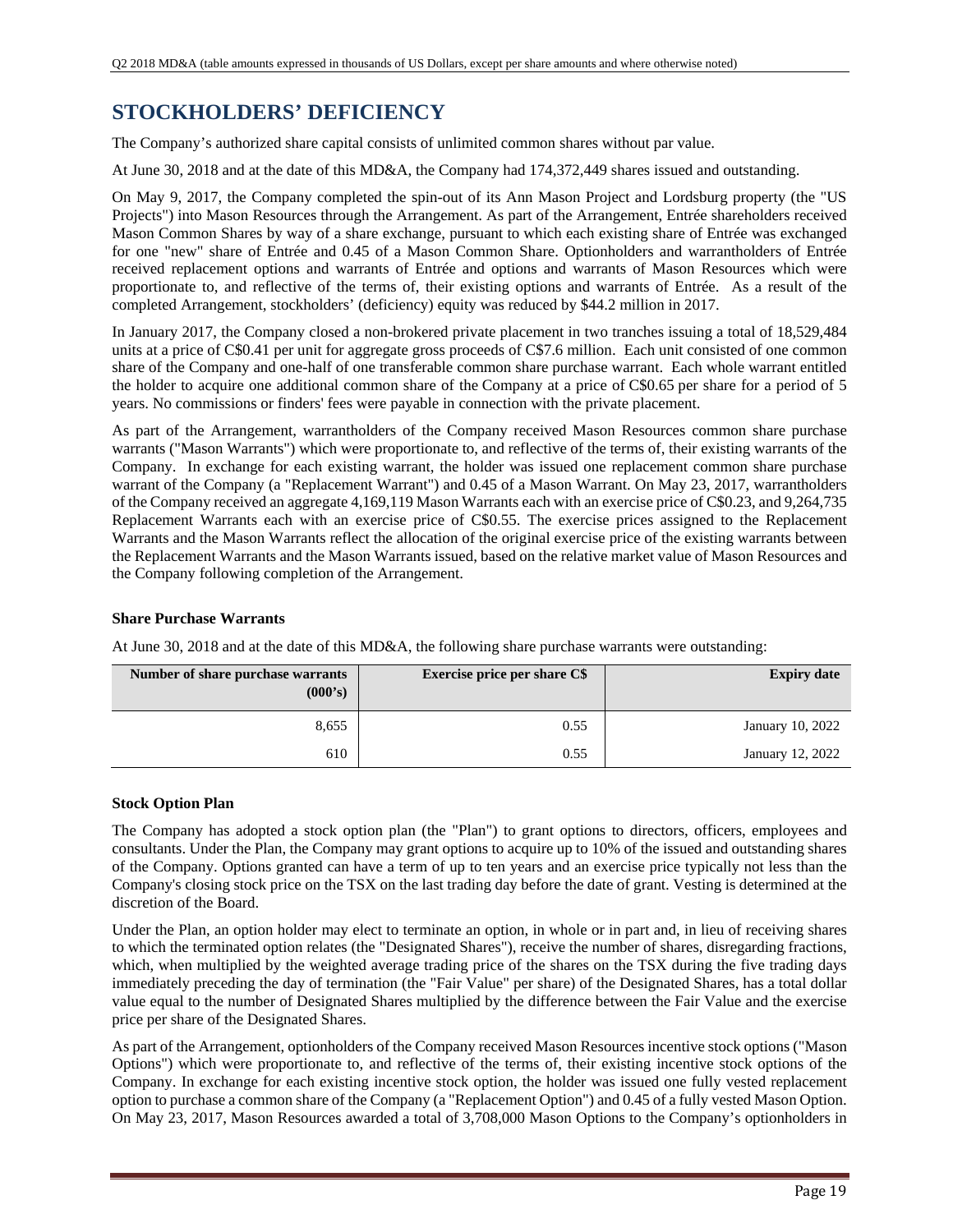# STOCKHOLDERS' DEFICIENCY

The Company's authorized share capital consists of unlimited common shares without par value.

At June 30, 2018 and at the date of this MD&A, the Company had 174,372,449 shares issued and outstanding.

On May 9, 2017, the Company completed the spin-out of its Ann Mason Project and Lordsburg property (the "US Projects") into Mason Resources through the Arrangement. As part of the Arrangement, Entrée shareholders received Mason Common Shares by way of a share exchange, pursuant to which each existing share of Entrée was exchanged for one "new" share of Entrée and 0.45 of a Mason Common Share. Optionholders and warrantholders of Entrée received replacement options and warrants of Entrée and options and warrants of Mason Resources which were proportionate to, and reflective of the terms of, their existing options and warrants of Entrée. As a result of the completed Arrangement, stockholders' (deficiency) equity was reduced by $44.2 million in 2017.

In January 2017, the Company closed a non-brokered private placement in two tranches issuing a total of 18,529,484 units at a price of C$0.41 per unit for aggregate gross proceeds of C$7.6 million. Each unit consisted of one common share of the Company and one-half of one transferable common share purchase warrant. Each whole warrant entitled the holder to acquire one additional common share of the Company at a price of C$0.65 per share for a period of 5 years. No commissions or finders' fees were payable in connection with the private placement.

As part of the Arrangement, warrantholders of the Company received Mason Resources common share purchase warrants ("Mason Warrants") which were proportionate to, and reflective of the terms of, their existing warrants of the Company. In exchange for each existing warrant, the holder was issued one replacement common share purchase warrant of the Company (a "Replacement Warrant") and 0.45 of a Mason Warrant. On May 23, 2017, warrantholders of the Company received an aggregate 4,169,119 Mason Warrants each with an exercise price of C$0.23, and 9,264,735 Replacement Warrants each with an exercise price of C$0.55. The exercise prices assigned to the Replacement Warrants and the Mason Warrants reflect the allocation of the original exercise price of the existing warrants between the Replacement Warrants and the Mason Warrants issued, based on the relative market value of Mason Resources and the Company following completion of the Arrangement.

### Share Purchase Warrants

At June 30, 2018 and at the date of this MD&A, the following share purchase warrants were outstanding:

| Number of share purchase warrants (000's) | Exercise price per share C$ | Expiry date |
|---:|---:|---:|
| 8,655 | 0.55 | January 10, 2022 |
| 610 | 0.55 | January 12, 2022 |

### Stock Option Plan

The Company has adopted a stock option plan (the "Plan") to grant options to directors, officers, employees and consultants. Under the Plan, the Company may grant options to acquire up to 10% of the issued and outstanding shares of the Company. Options granted can have a term of up to ten years and an exercise price typically not less than the Company's closing stock price on the TSX on the last trading day before the date of grant. Vesting is determined at the discretion of the Board.

Under the Plan, an option holder may elect to terminate an option, in whole or in part and, in lieu of receiving shares to which the terminated option relates (the "Designated Shares"), receive the number of shares, disregarding fractions, which, when multiplied by the weighted average trading price of the shares on the TSX during the five trading days immediately preceding the day of termination (the "Fair Value" per share) of the Designated Shares, has a total dollar value equal to the number of Designated Shares multiplied by the difference between the Fair Value and the exercise price per share of the Designated Shares.

As part of the Arrangement, optionholders of the Company received Mason Resources incentive stock options ("Mason Options") which were proportionate to, and reflective of the terms of, their existing incentive stock options of the Company. In exchange for each existing incentive stock option, the holder was issued one fully vested replacement option to purchase a common share of the Company (a "Replacement Option") and 0.45 of a fully vested Mason Option. On May 23, 2017, Mason Resources awarded a total of 3,708,000 Mason Options to the Company's optionholders in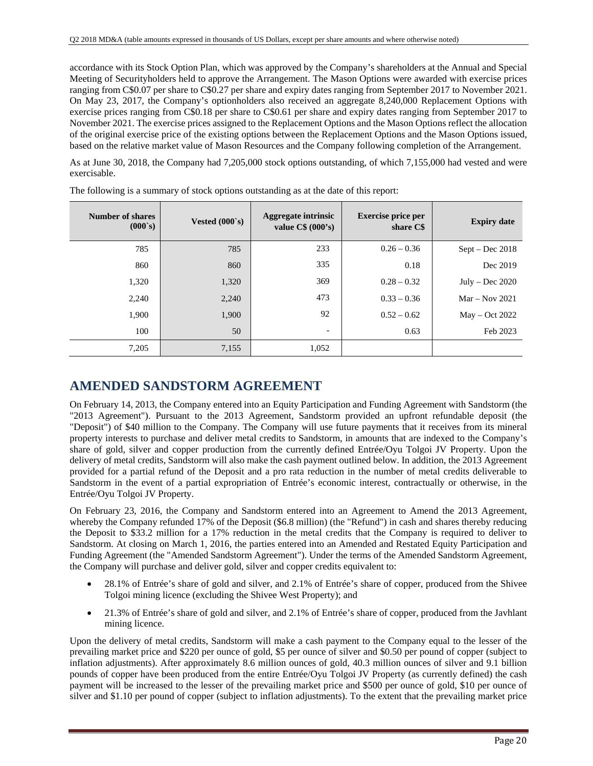accordance with its Stock Option Plan, which was approved by the Company's shareholders at the Annual and Special Meeting of Securityholders held to approve the Arrangement. The Mason Options were awarded with exercise prices ranging from C$0.07 per share to C$0.27 per share and expiry dates ranging from September 2017 to November 2021. On May 23, 2017, the Company's optionholders also received an aggregate 8,240,000 Replacement Options with exercise prices ranging from C$0.18 per share to C$0.61 per share and expiry dates ranging from September 2017 to November 2021. The exercise prices assigned to the Replacement Options and the Mason Options reflect the allocation of the original exercise price of the existing options between the Replacement Options and the Mason Options issued, based on the relative market value of Mason Resources and the Company following completion of the Arrangement.

As at June 30, 2018, the Company had 7,205,000 stock options outstanding, of which 7,155,000 had vested and were exercisable.

The following is a summary of stock options outstanding as at the date of this report:

| Number of shares (000`s) | Vested (000`s) | Aggregate intrinsic value C$ (000's) | Exercise price per share C$ | Expiry date |
|---|---|---|---|---|
| 785 | 785 | 233 | 0.26 – 0.36 | Sept – Dec 2018 |
| 860 | 860 | 335 | 0.18 | Dec 2019 |
| 1,320 | 1,320 | 369 | 0.28 – 0.32 | July – Dec 2020 |
| 2,240 | 2,240 | 473 | 0.33 – 0.36 | Mar – Nov 2021 |
| 1,900 | 1,900 | 92 | 0.52 – 0.62 | May – Oct 2022 |
| 100 | 50 | - | 0.63 | Feb 2023 |
| 7,205 | 7,155 | 1,052 | | |

# AMENDED SANDSTORM AGREEMENT

On February 14, 2013, the Company entered into an Equity Participation and Funding Agreement with Sandstorm (the "2013 Agreement"). Pursuant to the 2013 Agreement, Sandstorm provided an upfront refundable deposit (the "Deposit") of $40 million to the Company. The Company will use future payments that it receives from its mineral property interests to purchase and deliver metal credits to Sandstorm, in amounts that are indexed to the Company's share of gold, silver and copper production from the currently defined Entrée/Oyu Tolgoi JV Property. Upon the delivery of metal credits, Sandstorm will also make the cash payment outlined below. In addition, the 2013 Agreement provided for a partial refund of the Deposit and a pro rata reduction in the number of metal credits deliverable to Sandstorm in the event of a partial expropriation of Entrée's economic interest, contractually or otherwise, in the Entrée/Oyu Tolgoi JV Property.

On February 23, 2016, the Company and Sandstorm entered into an Agreement to Amend the 2013 Agreement, whereby the Company refunded 17% of the Deposit ($6.8 million) (the "Refund") in cash and shares thereby reducing the Deposit to $33.2 million for a 17% reduction in the metal credits that the Company is required to deliver to Sandstorm. At closing on March 1, 2016, the parties entered into an Amended and Restated Equity Participation and Funding Agreement (the "Amended Sandstorm Agreement"). Under the terms of the Amended Sandstorm Agreement, the Company will purchase and deliver gold, silver and copper credits equivalent to:

- 28.1% of Entrée's share of gold and silver, and 2.1% of Entrée's share of copper, produced from the Shivee Tolgoi mining licence (excluding the Shivee West Property); and
- 21.3% of Entrée's share of gold and silver, and 2.1% of Entrée's share of copper, produced from the Javhlant mining licence.

Upon the delivery of metal credits, Sandstorm will make a cash payment to the Company equal to the lesser of the prevailing market price and $220 per ounce of gold, $5 per ounce of silver and $0.50 per pound of copper (subject to inflation adjustments). After approximately 8.6 million ounces of gold, 40.3 million ounces of silver and 9.1 billion pounds of copper have been produced from the entire Entrée/Oyu Tolgoi JV Property (as currently defined) the cash payment will be increased to the lesser of the prevailing market price and $500 per ounce of gold, $10 per ounce of silver and $1.10 per pound of copper (subject to inflation adjustments). To the extent that the prevailing market price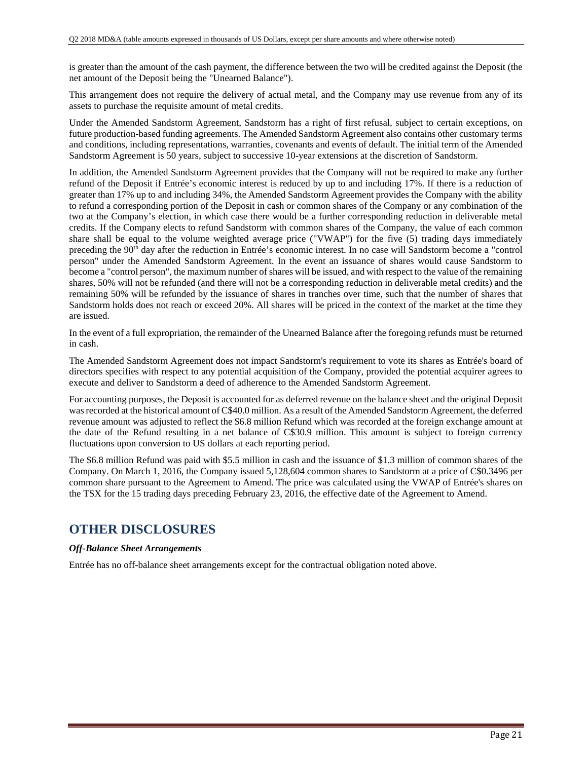is greater than the amount of the cash payment, the difference between the two will be credited against the Deposit (the net amount of the Deposit being the "Unearned Balance").

This arrangement does not require the delivery of actual metal, and the Company may use revenue from any of its assets to purchase the requisite amount of metal credits.

Under the Amended Sandstorm Agreement, Sandstorm has a right of first refusal, subject to certain exceptions, on future production-based funding agreements. The Amended Sandstorm Agreement also contains other customary terms and conditions, including representations, warranties, covenants and events of default. The initial term of the Amended Sandstorm Agreement is 50 years, subject to successive 10-year extensions at the discretion of Sandstorm.

In addition, the Amended Sandstorm Agreement provides that the Company will not be required to make any further refund of the Deposit if Entrée's economic interest is reduced by up to and including 17%. If there is a reduction of greater than 17% up to and including 34%, the Amended Sandstorm Agreement provides the Company with the ability to refund a corresponding portion of the Deposit in cash or common shares of the Company or any combination of the two at the Company's election, in which case there would be a further corresponding reduction in deliverable metal credits. If the Company elects to refund Sandstorm with common shares of the Company, the value of each common share shall be equal to the volume weighted average price ("VWAP") for the five (5) trading days immediately preceding the 90th day after the reduction in Entrée's economic interest. In no case will Sandstorm become a "control person" under the Amended Sandstorm Agreement. In the event an issuance of shares would cause Sandstorm to become a "control person", the maximum number of shares will be issued, and with respect to the value of the remaining shares, 50% will not be refunded (and there will not be a corresponding reduction in deliverable metal credits) and the remaining 50% will be refunded by the issuance of shares in tranches over time, such that the number of shares that Sandstorm holds does not reach or exceed 20%. All shares will be priced in the context of the market at the time they are issued.

In the event of a full expropriation, the remainder of the Unearned Balance after the foregoing refunds must be returned in cash.

The Amended Sandstorm Agreement does not impact Sandstorm's requirement to vote its shares as Entrée's board of directors specifies with respect to any potential acquisition of the Company, provided the potential acquirer agrees to execute and deliver to Sandstorm a deed of adherence to the Amended Sandstorm Agreement.

For accounting purposes, the Deposit is accounted for as deferred revenue on the balance sheet and the original Deposit was recorded at the historical amount of C$40.0 million. As a result of the Amended Sandstorm Agreement, the deferred revenue amount was adjusted to reflect the $6.8 million Refund which was recorded at the foreign exchange amount at the date of the Refund resulting in a net balance of C$30.9 million. This amount is subject to foreign currency fluctuations upon conversion to US dollars at each reporting period.

The $6.8 million Refund was paid with $5.5 million in cash and the issuance of $1.3 million of common shares of the Company. On March 1, 2016, the Company issued 5,128,604 common shares to Sandstorm at a price of C$0.3496 per common share pursuant to the Agreement to Amend. The price was calculated using the VWAP of Entrée's shares on the TSX for the 15 trading days preceding February 23, 2016, the effective date of the Agreement to Amend.

# OTHER DISCLOSURES

***Off-Balance Sheet Arrangements***

Entrée has no off-balance sheet arrangements except for the contractual obligation noted above.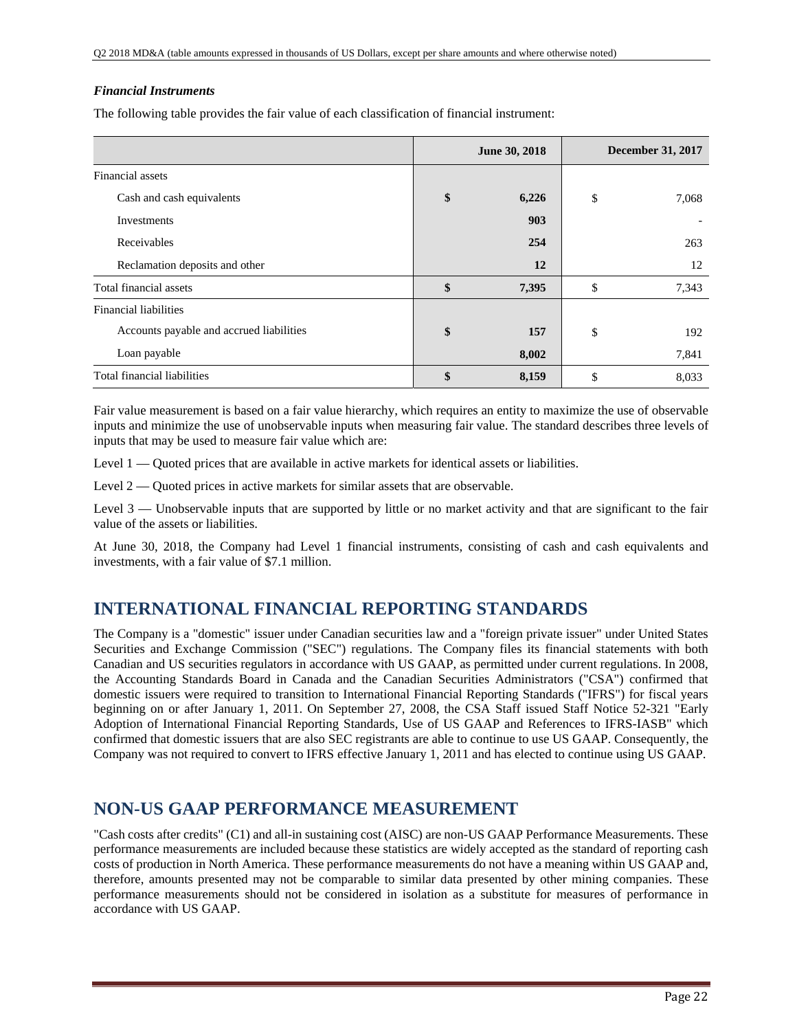### *Financial Instruments*

The following table provides the fair value of each classification of financial instrument:

| | June 30, 2018 | December 31, 2017 |
|---|---|---|
| Financial assets | | |
| Cash and cash equivalents | **$ 6,226** | $ 7,068 |
| Investments | **903** | - |
| Receivables | **254** | 263 |
| Reclamation deposits and other | **12** | 12 |
| Total financial assets | **$ 7,395** | $ 7,343 |
| Financial liabilities | | |
| Accounts payable and accrued liabilities | **$ 157** | $ 192 |
| Loan payable | **8,002** | 7,841 |
| Total financial liabilities | **$ 8,159** | $ 8,033 |

Fair value measurement is based on a fair value hierarchy, which requires an entity to maximize the use of observable inputs and minimize the use of unobservable inputs when measuring fair value. The standard describes three levels of inputs that may be used to measure fair value which are:

Level 1 — Quoted prices that are available in active markets for identical assets or liabilities.

Level 2 — Quoted prices in active markets for similar assets that are observable.

Level 3 — Unobservable inputs that are supported by little or no market activity and that are significant to the fair value of the assets or liabilities.

At June 30, 2018, the Company had Level 1 financial instruments, consisting of cash and cash equivalents and investments, with a fair value of $7.1 million.

## INTERNATIONAL FINANCIAL REPORTING STANDARDS

The Company is a "domestic" issuer under Canadian securities law and a "foreign private issuer" under United States Securities and Exchange Commission ("SEC") regulations. The Company files its financial statements with both Canadian and US securities regulators in accordance with US GAAP, as permitted under current regulations. In 2008, the Accounting Standards Board in Canada and the Canadian Securities Administrators ("CSA") confirmed that domestic issuers were required to transition to International Financial Reporting Standards ("IFRS") for fiscal years beginning on or after January 1, 2011. On September 27, 2008, the CSA Staff issued Staff Notice 52-321 "Early Adoption of International Financial Reporting Standards, Use of US GAAP and References to IFRS-IASB" which confirmed that domestic issuers that are also SEC registrants are able to continue to use US GAAP. Consequently, the Company was not required to convert to IFRS effective January 1, 2011 and has elected to continue using US GAAP.

## NON-US GAAP PERFORMANCE MEASUREMENT

"Cash costs after credits" (C1) and all-in sustaining cost (AISC) are non-US GAAP Performance Measurements. These performance measurements are included because these statistics are widely accepted as the standard of reporting cash costs of production in North America. These performance measurements do not have a meaning within US GAAP and, therefore, amounts presented may not be comparable to similar data presented by other mining companies. These performance measurements should not be considered in isolation as a substitute for measures of performance in accordance with US GAAP.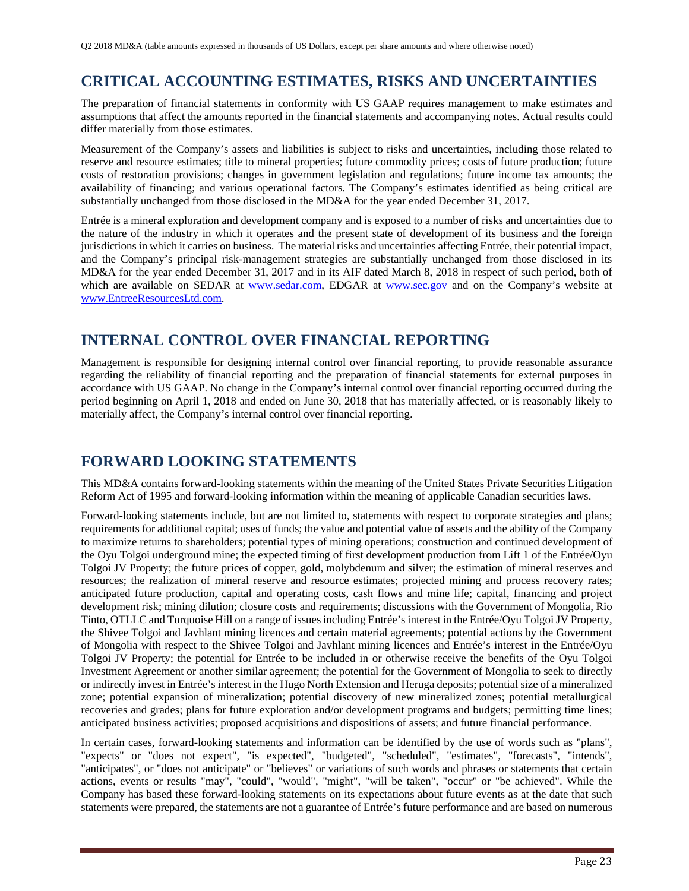## CRITICAL ACCOUNTING ESTIMATES, RISKS AND UNCERTAINTIES

The preparation of financial statements in conformity with US GAAP requires management to make estimates and assumptions that affect the amounts reported in the financial statements and accompanying notes. Actual results could differ materially from those estimates.

Measurement of the Company's assets and liabilities is subject to risks and uncertainties, including those related to reserve and resource estimates; title to mineral properties; future commodity prices; costs of future production; future costs of restoration provisions; changes in government legislation and regulations; future income tax amounts; the availability of financing; and various operational factors. The Company's estimates identified as being critical are substantially unchanged from those disclosed in the MD&A for the year ended December 31, 2017.

Entrée is a mineral exploration and development company and is exposed to a number of risks and uncertainties due to the nature of the industry in which it operates and the present state of development of its business and the foreign jurisdictions in which it carries on business. The material risks and uncertainties affecting Entrée, their potential impact, and the Company's principal risk-management strategies are substantially unchanged from those disclosed in its MD&A for the year ended December 31, 2017 and in its AIF dated March 8, 2018 in respect of such period, both of which are available on SEDAR at www.sedar.com, EDGAR at www.sec.gov and on the Company's website at www.EntreeResourcesLtd.com.

## INTERNAL CONTROL OVER FINANCIAL REPORTING

Management is responsible for designing internal control over financial reporting, to provide reasonable assurance regarding the reliability of financial reporting and the preparation of financial statements for external purposes in accordance with US GAAP. No change in the Company's internal control over financial reporting occurred during the period beginning on April 1, 2018 and ended on June 30, 2018 that has materially affected, or is reasonably likely to materially affect, the Company's internal control over financial reporting.

## FORWARD LOOKING STATEMENTS

This MD&A contains forward-looking statements within the meaning of the United States Private Securities Litigation Reform Act of 1995 and forward-looking information within the meaning of applicable Canadian securities laws.

Forward-looking statements include, but are not limited to, statements with respect to corporate strategies and plans; requirements for additional capital; uses of funds; the value and potential value of assets and the ability of the Company to maximize returns to shareholders; potential types of mining operations; construction and continued development of the Oyu Tolgoi underground mine; the expected timing of first development production from Lift 1 of the Entrée/Oyu Tolgoi JV Property; the future prices of copper, gold, molybdenum and silver; the estimation of mineral reserves and resources; the realization of mineral reserve and resource estimates; projected mining and process recovery rates; anticipated future production, capital and operating costs, cash flows and mine life; capital, financing and project development risk; mining dilution; closure costs and requirements; discussions with the Government of Mongolia, Rio Tinto, OTLLC and Turquoise Hill on a range of issues including Entrée's interest in the Entrée/Oyu Tolgoi JV Property, the Shivee Tolgoi and Javhlant mining licences and certain material agreements; potential actions by the Government of Mongolia with respect to the Shivee Tolgoi and Javhlant mining licences and Entrée's interest in the Entrée/Oyu Tolgoi JV Property; the potential for Entrée to be included in or otherwise receive the benefits of the Oyu Tolgoi Investment Agreement or another similar agreement; the potential for the Government of Mongolia to seek to directly or indirectly invest in Entrée's interest in the Hugo North Extension and Heruga deposits; potential size of a mineralized zone; potential expansion of mineralization; potential discovery of new mineralized zones; potential metallurgical recoveries and grades; plans for future exploration and/or development programs and budgets; permitting time lines; anticipated business activities; proposed acquisitions and dispositions of assets; and future financial performance.

In certain cases, forward-looking statements and information can be identified by the use of words such as "plans", "expects" or "does not expect", "is expected", "budgeted", "scheduled", "estimates", "forecasts", "intends", "anticipates", or "does not anticipate" or "believes" or variations of such words and phrases or statements that certain actions, events or results "may", "could", "would", "might", "will be taken", "occur" or "be achieved". While the Company has based these forward-looking statements on its expectations about future events as at the date that such statements were prepared, the statements are not a guarantee of Entrée's future performance and are based on numerous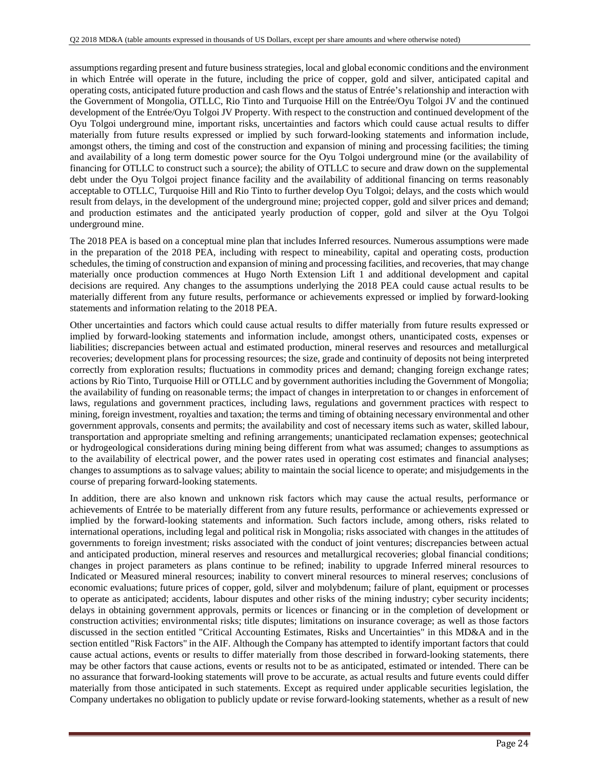assumptions regarding present and future business strategies, local and global economic conditions and the environment in which Entrée will operate in the future, including the price of copper, gold and silver, anticipated capital and operating costs, anticipated future production and cash flows and the status of Entrée's relationship and interaction with the Government of Mongolia, OTLLC, Rio Tinto and Turquoise Hill on the Entrée/Oyu Tolgoi JV and the continued development of the Entrée/Oyu Tolgoi JV Property. With respect to the construction and continued development of the Oyu Tolgoi underground mine, important risks, uncertainties and factors which could cause actual results to differ materially from future results expressed or implied by such forward-looking statements and information include, amongst others, the timing and cost of the construction and expansion of mining and processing facilities; the timing and availability of a long term domestic power source for the Oyu Tolgoi underground mine (or the availability of financing for OTLLC to construct such a source); the ability of OTLLC to secure and draw down on the supplemental debt under the Oyu Tolgoi project finance facility and the availability of additional financing on terms reasonably acceptable to OTLLC, Turquoise Hill and Rio Tinto to further develop Oyu Tolgoi; delays, and the costs which would result from delays, in the development of the underground mine; projected copper, gold and silver prices and demand; and production estimates and the anticipated yearly production of copper, gold and silver at the Oyu Tolgoi underground mine.

The 2018 PEA is based on a conceptual mine plan that includes Inferred resources. Numerous assumptions were made in the preparation of the 2018 PEA, including with respect to mineability, capital and operating costs, production schedules, the timing of construction and expansion of mining and processing facilities, and recoveries, that may change materially once production commences at Hugo North Extension Lift 1 and additional development and capital decisions are required. Any changes to the assumptions underlying the 2018 PEA could cause actual results to be materially different from any future results, performance or achievements expressed or implied by forward-looking statements and information relating to the 2018 PEA.

Other uncertainties and factors which could cause actual results to differ materially from future results expressed or implied by forward-looking statements and information include, amongst others, unanticipated costs, expenses or liabilities; discrepancies between actual and estimated production, mineral reserves and resources and metallurgical recoveries; development plans for processing resources; the size, grade and continuity of deposits not being interpreted correctly from exploration results; fluctuations in commodity prices and demand; changing foreign exchange rates; actions by Rio Tinto, Turquoise Hill or OTLLC and by government authorities including the Government of Mongolia; the availability of funding on reasonable terms; the impact of changes in interpretation to or changes in enforcement of laws, regulations and government practices, including laws, regulations and government practices with respect to mining, foreign investment, royalties and taxation; the terms and timing of obtaining necessary environmental and other government approvals, consents and permits; the availability and cost of necessary items such as water, skilled labour, transportation and appropriate smelting and refining arrangements; unanticipated reclamation expenses; geotechnical or hydrogeological considerations during mining being different from what was assumed; changes to assumptions as to the availability of electrical power, and the power rates used in operating cost estimates and financial analyses; changes to assumptions as to salvage values; ability to maintain the social licence to operate; and misjudgements in the course of preparing forward-looking statements.

In addition, there are also known and unknown risk factors which may cause the actual results, performance or achievements of Entrée to be materially different from any future results, performance or achievements expressed or implied by the forward-looking statements and information. Such factors include, among others, risks related to international operations, including legal and political risk in Mongolia; risks associated with changes in the attitudes of governments to foreign investment; risks associated with the conduct of joint ventures; discrepancies between actual and anticipated production, mineral reserves and resources and metallurgical recoveries; global financial conditions; changes in project parameters as plans continue to be refined; inability to upgrade Inferred mineral resources to Indicated or Measured mineral resources; inability to convert mineral resources to mineral reserves; conclusions of economic evaluations; future prices of copper, gold, silver and molybdenum; failure of plant, equipment or processes to operate as anticipated; accidents, labour disputes and other risks of the mining industry; cyber security incidents; delays in obtaining government approvals, permits or licences or financing or in the completion of development or construction activities; environmental risks; title disputes; limitations on insurance coverage; as well as those factors discussed in the section entitled "Critical Accounting Estimates, Risks and Uncertainties" in this MD&A and in the section entitled "Risk Factors" in the AIF. Although the Company has attempted to identify important factors that could cause actual actions, events or results to differ materially from those described in forward-looking statements, there may be other factors that cause actions, events or results not to be as anticipated, estimated or intended. There can be no assurance that forward-looking statements will prove to be accurate, as actual results and future events could differ materially from those anticipated in such statements. Except as required under applicable securities legislation, the Company undertakes no obligation to publicly update or revise forward-looking statements, whether as a result of new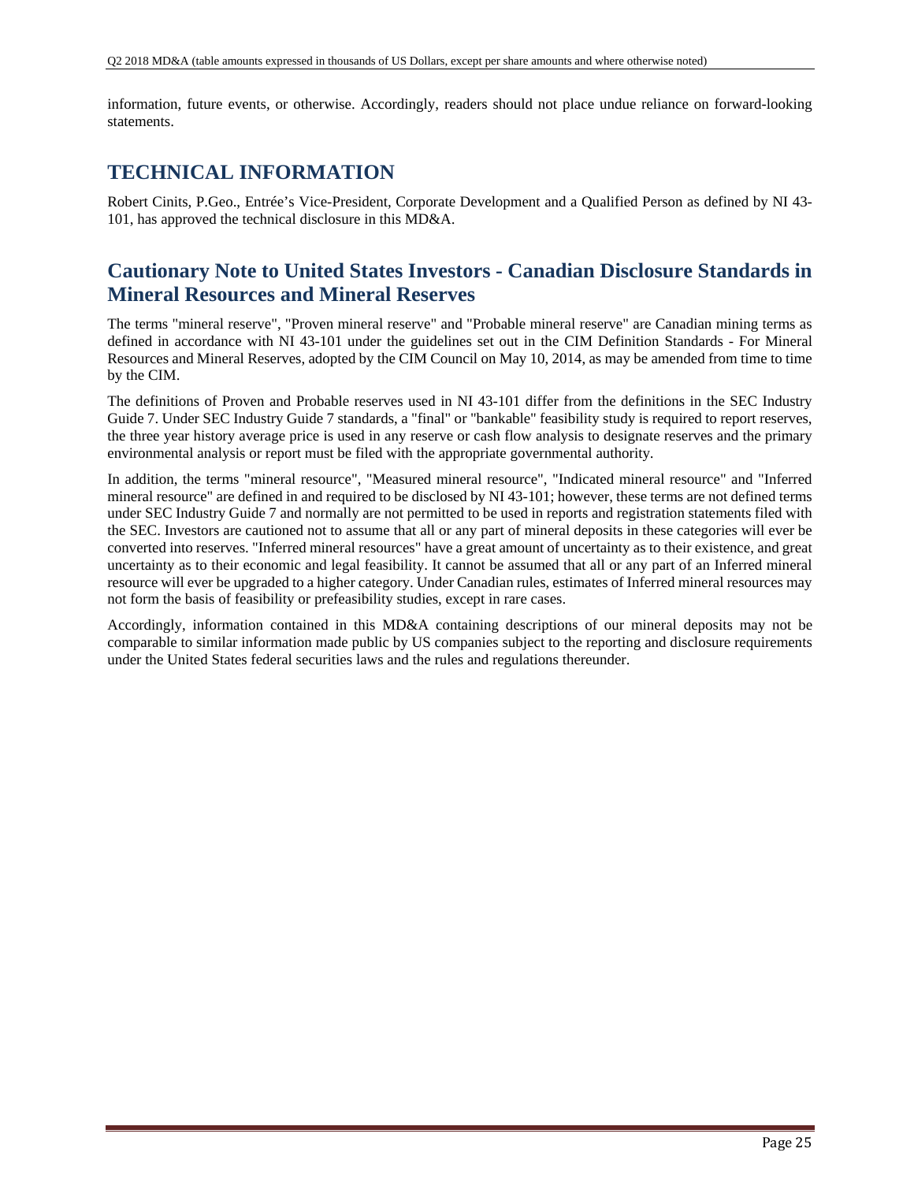information, future events, or otherwise. Accordingly, readers should not place undue reliance on forward-looking statements.

# TECHNICAL INFORMATION

Robert Cinits, P.Geo., Entrée's Vice-President, Corporate Development and a Qualified Person as defined by NI 43-101, has approved the technical disclosure in this MD&A.

## Cautionary Note to United States Investors - Canadian Disclosure Standards in Mineral Resources and Mineral Reserves

The terms "mineral reserve", "Proven mineral reserve" and "Probable mineral reserve" are Canadian mining terms as defined in accordance with NI 43-101 under the guidelines set out in the CIM Definition Standards - For Mineral Resources and Mineral Reserves, adopted by the CIM Council on May 10, 2014, as may be amended from time to time by the CIM.

The definitions of Proven and Probable reserves used in NI 43-101 differ from the definitions in the SEC Industry Guide 7. Under SEC Industry Guide 7 standards, a "final" or "bankable" feasibility study is required to report reserves, the three year history average price is used in any reserve or cash flow analysis to designate reserves and the primary environmental analysis or report must be filed with the appropriate governmental authority.

In addition, the terms "mineral resource", "Measured mineral resource", "Indicated mineral resource" and "Inferred mineral resource" are defined in and required to be disclosed by NI 43-101; however, these terms are not defined terms under SEC Industry Guide 7 and normally are not permitted to be used in reports and registration statements filed with the SEC. Investors are cautioned not to assume that all or any part of mineral deposits in these categories will ever be converted into reserves. "Inferred mineral resources" have a great amount of uncertainty as to their existence, and great uncertainty as to their economic and legal feasibility. It cannot be assumed that all or any part of an Inferred mineral resource will ever be upgraded to a higher category. Under Canadian rules, estimates of Inferred mineral resources may not form the basis of feasibility or prefeasibility studies, except in rare cases.

Accordingly, information contained in this MD&A containing descriptions of our mineral deposits may not be comparable to similar information made public by US companies subject to the reporting and disclosure requirements under the United States federal securities laws and the rules and regulations thereunder.